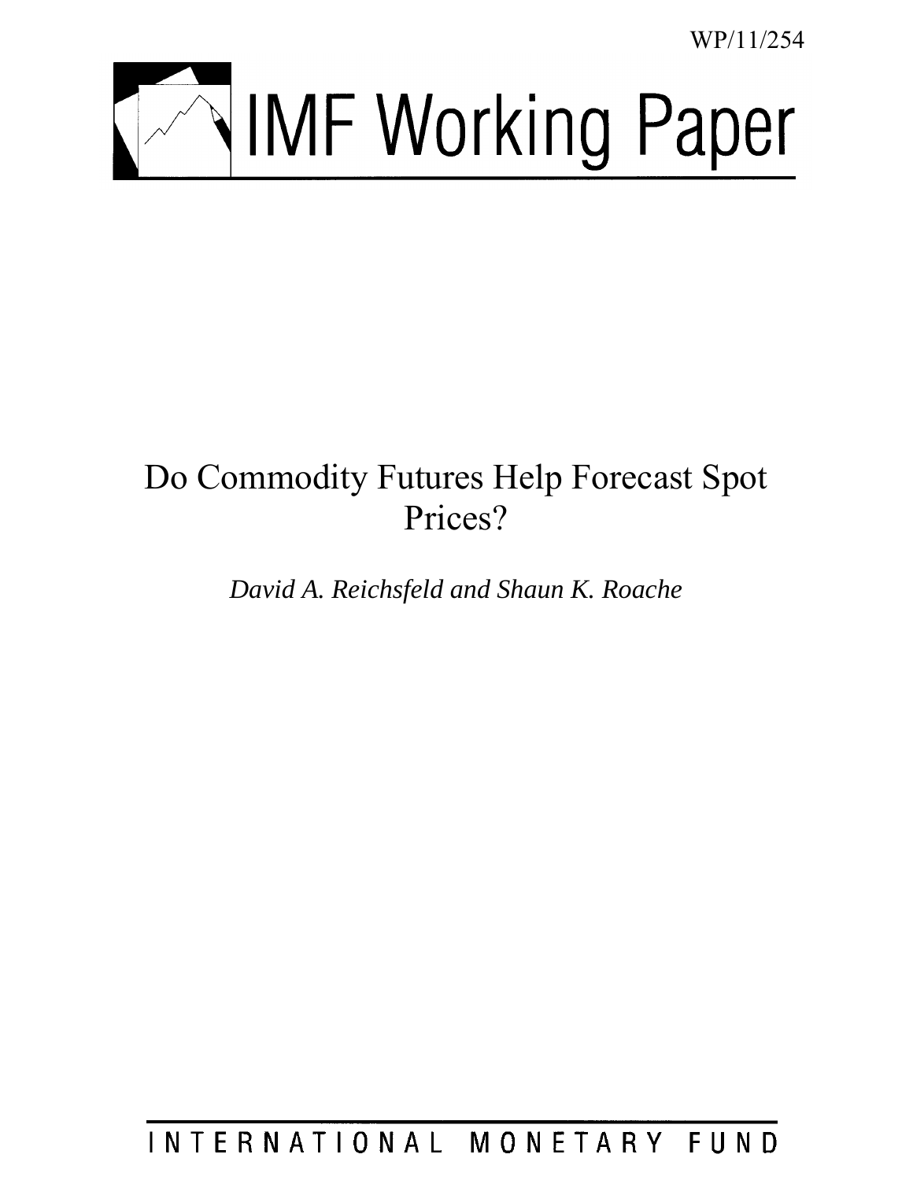WP/11/254

# IMF Working Paper

# Do Commodity Futures Help Forecast Spot Prices?

*David A. Reichsfeld and Shaun K. Roache*

INTERNATIONAL MONETARY FUND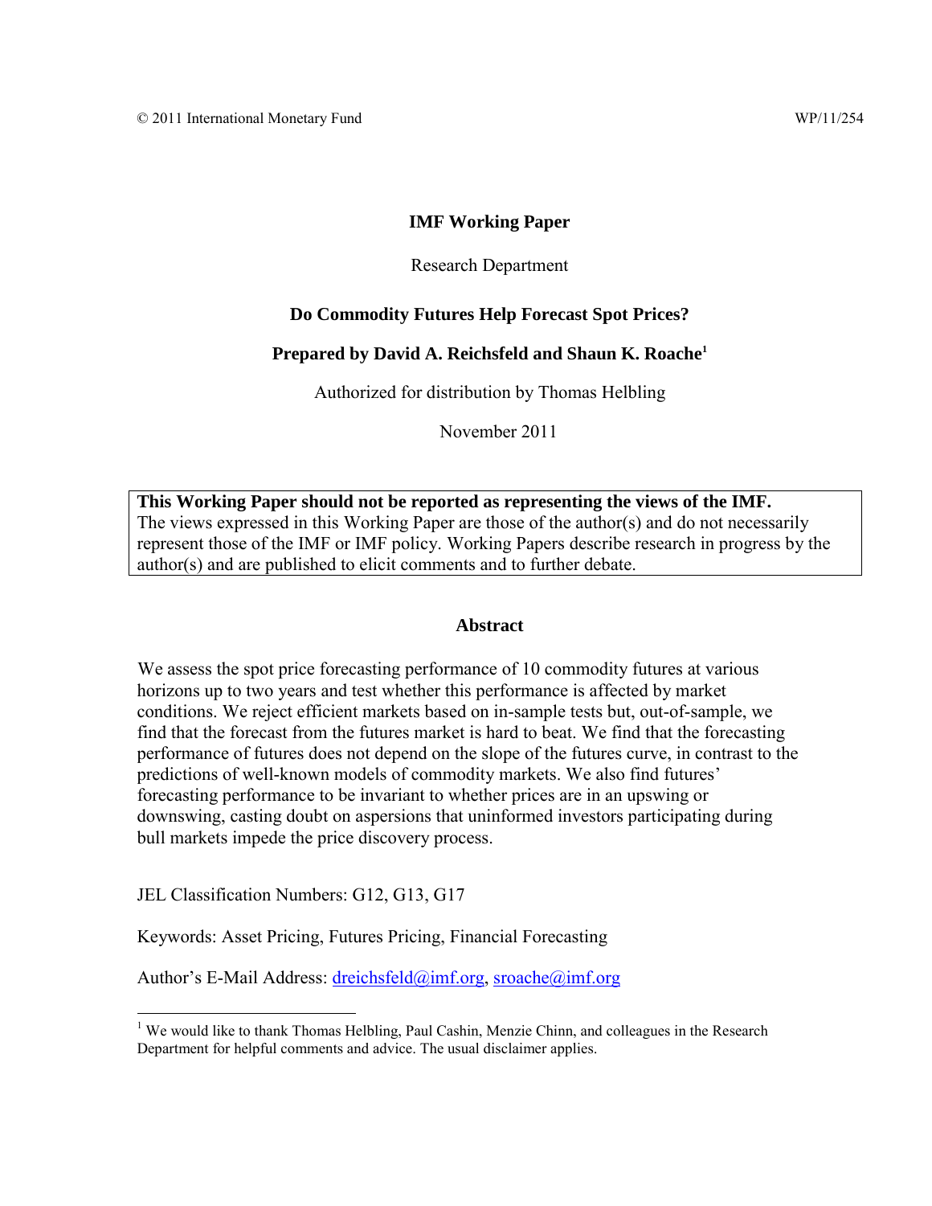© 2011 International Monetary Fund WP/11/254

**IMF Working Paper**

Research Department

**Do Commodity Futures Help Forecast Spot Prices?**

**Prepared by David A. Reichsfeld and Shaun K. Roache[1]**

Authorized for distribution by Thomas Helbling

November 2011

> **This Working Paper should not be reported as representing the views of the IMF.**
> The views expressed in this Working Paper are those of the author(s) and do not necessarily represent those of the IMF or IMF policy. Working Papers describe research in progress by the author(s) and are published to elicit comments and to further debate.

## Abstract

We assess the spot price forecasting performance of 10 commodity futures at various horizons up to two years and test whether this performance is affected by market conditions. We reject efficient markets based on in-sample tests but, out-of-sample, we find that the forecast from the futures market is hard to beat. We find that the forecasting performance of futures does not depend on the slope of the futures curve, in contrast to the predictions of well-known models of commodity markets. We also find futures' forecasting performance to be invariant to whether prices are in an upswing or downswing, casting doubt on aspersions that uninformed investors participating during bull markets impede the price discovery process.

JEL Classification Numbers: G12, G13, G17

Keywords: Asset Pricing, Futures Pricing, Financial Forecasting

Author's E-Mail Address: dreichsfeld@imf.org, sroache@imf.org

[1] We would like to thank Thomas Helbling, Paul Cashin, Menzie Chinn, and colleagues in the Research Department for helpful comments and advice. The usual disclaimer applies.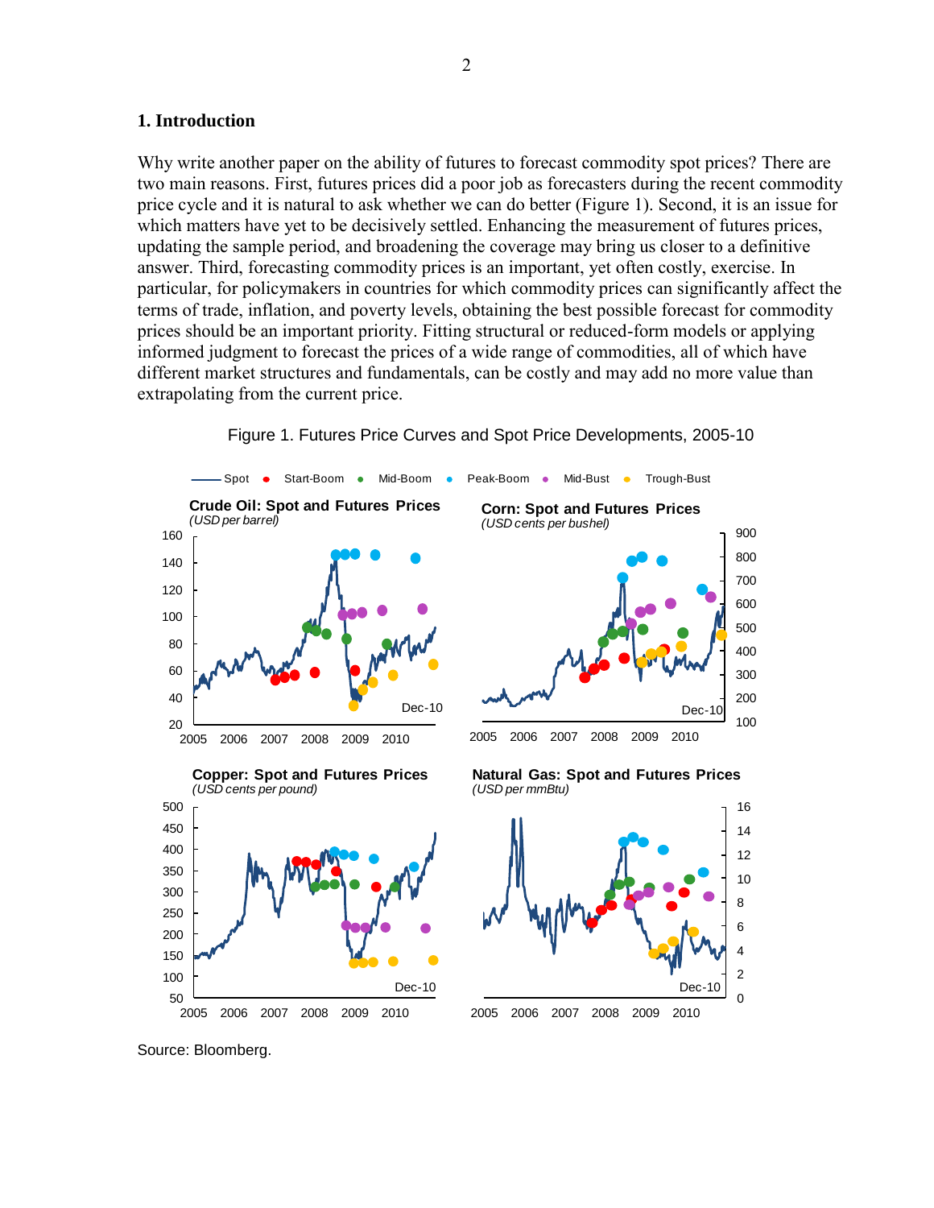## 1. Introduction

Why write another paper on the ability of futures to forecast commodity spot prices? There are two main reasons. First, futures prices did a poor job as forecasters during the recent commodity price cycle and it is natural to ask whether we can do better (Figure 1). Second, it is an issue for which matters have yet to be decisively settled. Enhancing the measurement of futures prices, updating the sample period, and broadening the coverage may bring us closer to a definitive answer. Third, forecasting commodity prices is an important, yet often costly, exercise. In particular, for policymakers in countries for which commodity prices can significantly affect the terms of trade, inflation, and poverty levels, obtaining the best possible forecast for commodity prices should be an important priority. Fitting structural or reduced-form models or applying informed judgment to forecast the prices of a wide range of commodities, all of which have different market structures and fundamentals, can be costly and may add no more value than extrapolating from the current price.

Figure 1. Futures Price Curves and Spot Price Developments, 2005-10

Source: Bloomberg.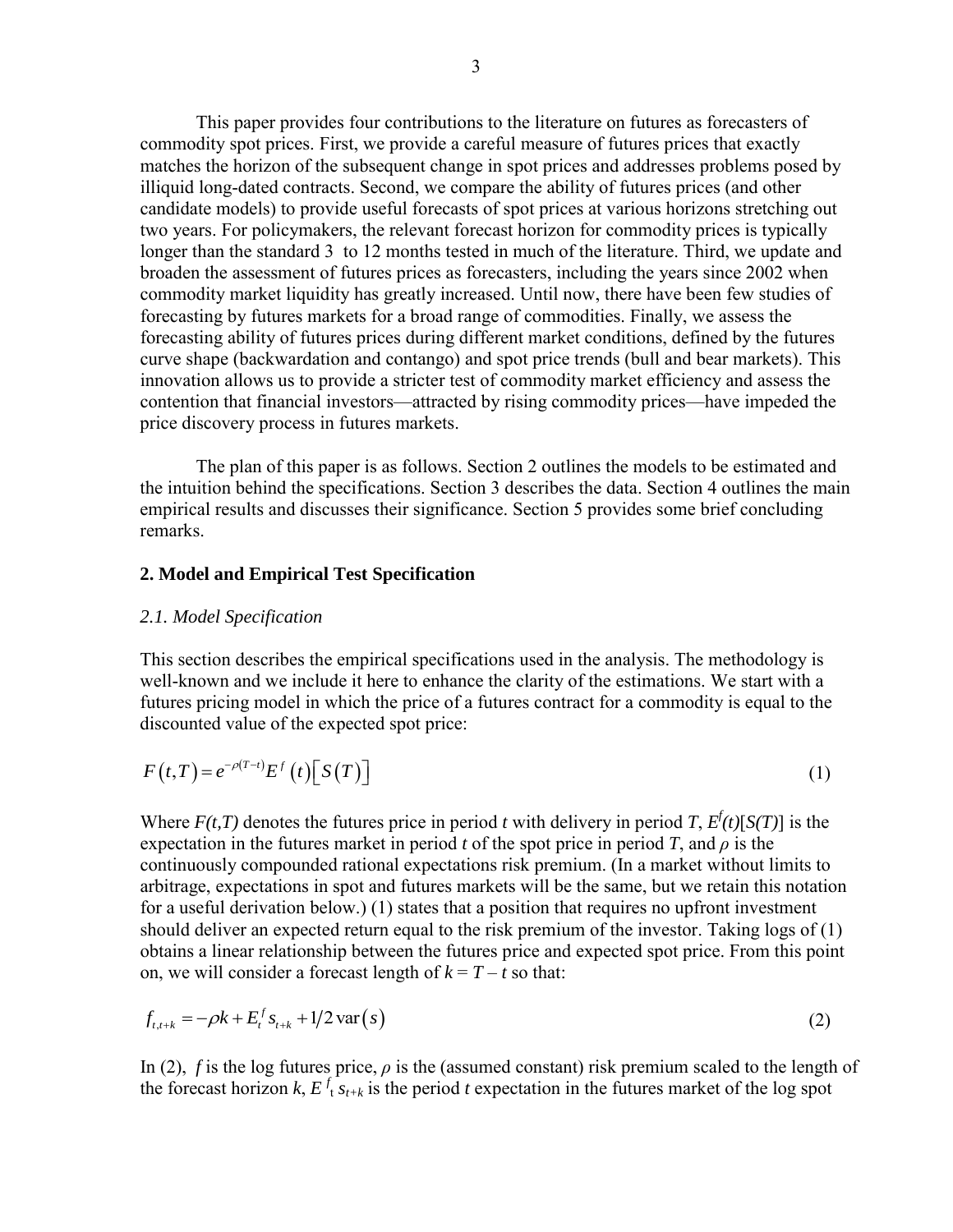This paper provides four contributions to the literature on futures as forecasters of commodity spot prices. First, we provide a careful measure of futures prices that exactly matches the horizon of the subsequent change in spot prices and addresses problems posed by illiquid long-dated contracts. Second, we compare the ability of futures prices (and other candidate models) to provide useful forecasts of spot prices at various horizons stretching out two years. For policymakers, the relevant forecast horizon for commodity prices is typically longer than the standard 3 to 12 months tested in much of the literature. Third, we update and broaden the assessment of futures prices as forecasters, including the years since 2002 when commodity market liquidity has greatly increased. Until now, there have been few studies of forecasting by futures markets for a broad range of commodities. Finally, we assess the forecasting ability of futures prices during different market conditions, defined by the futures curve shape (backwardation and contango) and spot price trends (bull and bear markets). This innovation allows us to provide a stricter test of commodity market efficiency and assess the contention that financial investors—attracted by rising commodity prices—have impeded the price discovery process in futures markets.

The plan of this paper is as follows. Section 2 outlines the models to be estimated and the intuition behind the specifications. Section 3 describes the data. Section 4 outlines the main empirical results and discusses their significance. Section 5 provides some brief concluding remarks.

## 2. Model and Empirical Test Specification

### *2.1. Model Specification*

This section describes the empirical specifications used in the analysis. The methodology is well-known and we include it here to enhance the clarity of the estimations. We start with a futures pricing model in which the price of a futures contract for a commodity is equal to the discounted value of the expected spot price:

$$F(t,T) = e^{-\rho(T-t)} E^{f}(t)\left[S(T)\right] \tag{1}$$

Where $F(t,T)$ denotes the futures price in period $t$ with delivery in period $T$, $E^{f}(t)[S(T)]$ is the expectation in the futures market in period $t$ of the spot price in period $T$, and $\rho$ is the continuously compounded rational expectations risk premium. (In a market without limits to arbitrage, expectations in spot and futures markets will be the same, but we retain this notation for a useful derivation below.) (1) states that a position that requires no upfront investment should deliver an expected return equal to the risk premium of the investor. Taking logs of (1) obtains a linear relationship between the futures price and expected spot price. From this point on, we will consider a forecast length of $k = T - t$ so that:

$$f_{t,t+k} = -\rho k + E_{t}^{f} s_{t+k} + 1/2\,\mathrm{var}(s) \tag{2}$$

In (2), $f$ is the log futures price, $\rho$ is the (assumed constant) risk premium scaled to the length of the forecast horizon $k$, $E^{f}_{t}\, s_{t+k}$ is the period $t$ expectation in the futures market of the log spot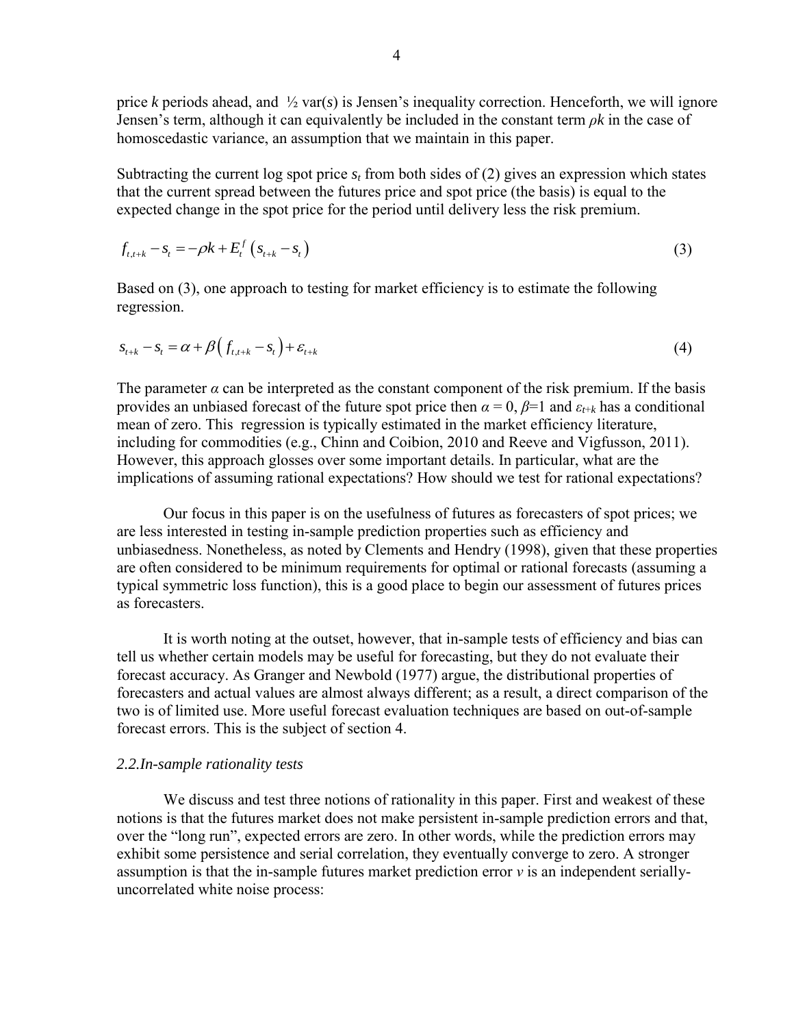price $k$ periods ahead, and ½ var($s$) is Jensen's inequality correction. Henceforth, we will ignore Jensen's term, although it can equivalently be included in the constant term $\rho k$ in the case of homoscedastic variance, an assumption that we maintain in this paper.

Subtracting the current log spot price $s_t$ from both sides of (2) gives an expression which states that the current spread between the futures price and spot price (the basis) is equal to the expected change in the spot price for the period until delivery less the risk premium.

$$f_{t,t+k} - s_t = -\rho k + E_t^f \left( s_{t+k} - s_t \right) \tag{3}$$

Based on (3), one approach to testing for market efficiency is to estimate the following regression.

$$s_{t+k} - s_t = \alpha + \beta \left( f_{t,t+k} - s_t \right) + \varepsilon_{t+k} \tag{4}$$

The parameter $\alpha$ can be interpreted as the constant component of the risk premium. If the basis provides an unbiased forecast of the future spot price then $\alpha = 0$, $\beta=1$ and $\varepsilon_{t+k}$ has a conditional mean of zero. This regression is typically estimated in the market efficiency literature, including for commodities (e.g., Chinn and Coibion, 2010 and Reeve and Vigfusson, 2011). However, this approach glosses over some important details. In particular, what are the implications of assuming rational expectations? How should we test for rational expectations?

Our focus in this paper is on the usefulness of futures as forecasters of spot prices; we are less interested in testing in-sample prediction properties such as efficiency and unbiasedness. Nonetheless, as noted by Clements and Hendry (1998), given that these properties are often considered to be minimum requirements for optimal or rational forecasts (assuming a typical symmetric loss function), this is a good place to begin our assessment of futures prices as forecasters.

It is worth noting at the outset, however, that in-sample tests of efficiency and bias can tell us whether certain models may be useful for forecasting, but they do not evaluate their forecast accuracy. As Granger and Newbold (1977) argue, the distributional properties of forecasters and actual values are almost always different; as a result, a direct comparison of the two is of limited use. More useful forecast evaluation techniques are based on out-of-sample forecast errors. This is the subject of section 4.

### *2.2. In-sample rationality tests*

We discuss and test three notions of rationality in this paper. First and weakest of these notions is that the futures market does not make persistent in-sample prediction errors and that, over the "long run", expected errors are zero. In other words, while the prediction errors may exhibit some persistence and serial correlation, they eventually converge to zero. A stronger assumption is that the in-sample futures market prediction error $v$ is an independent serially-uncorrelated white noise process: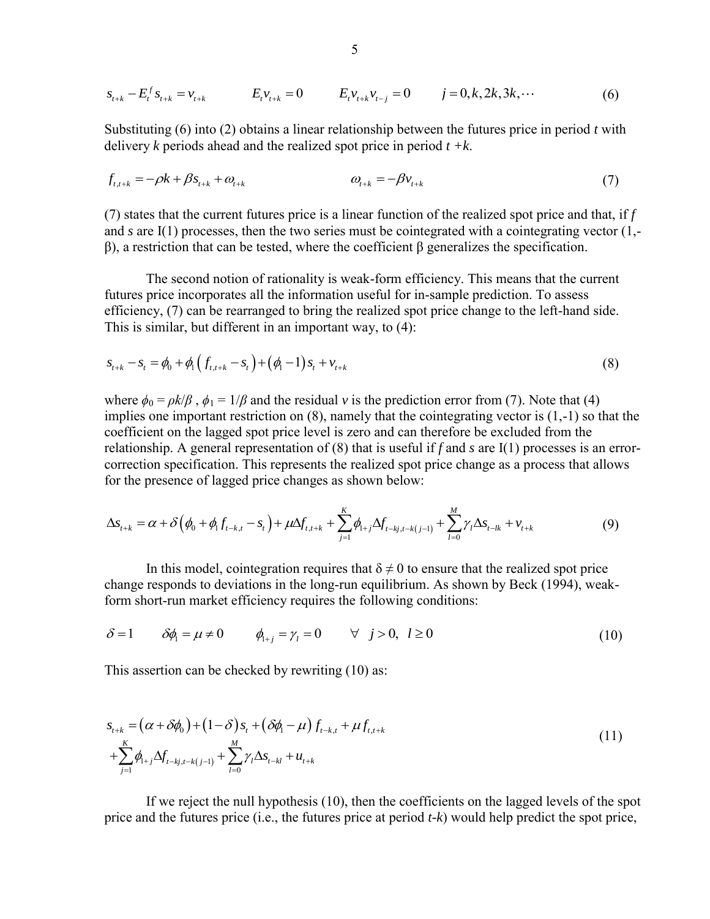$$s_{t+k} - E_t^f s_{t+k} = v_{t+k} \qquad E_t v_{t+k} = 0 \qquad E_t v_{t+k} v_{t-j} = 0 \qquad j = 0, k, 2k, 3k, \cdots \tag{6}$$

Substituting (6) into (2) obtains a linear relationship between the futures price in period *t* with delivery *k* periods ahead and the realized spot price in period *t +k*.

$$f_{t,t+k} = -\rho k + \beta s_{t+k} + \omega_{t+k} \qquad \omega_{t+k} = -\beta v_{t+k} \tag{7}$$

(7) states that the current futures price is a linear function of the realized spot price and that, if *f* and *s* are I(1) processes, then the two series must be cointegrated with a cointegrating vector (1,-β), a restriction that can be tested, where the coefficient β generalizes the specification.

The second notion of rationality is weak-form efficiency. This means that the current futures price incorporates all the information useful for in-sample prediction. To assess efficiency, (7) can be rearranged to bring the realized spot price change to the left-hand side. This is similar, but different in an important way, to (4):

$$s_{t+k} - s_t = \phi_0 + \phi_1 \left( f_{t,t+k} - s_t \right) + \left( \phi_1 - 1 \right) s_t + v_{t+k} \tag{8}$$

where $\phi_0 = \rho k/\beta$ , $\phi_1 = 1/\beta$ and the residual *v* is the prediction error from (7). Note that (4) implies one important restriction on (8), namely that the cointegrating vector is (1,-1) so that the coefficient on the lagged spot price level is zero and can therefore be excluded from the relationship. A general representation of (8) that is useful if *f* and *s* are I(1) processes is an error-correction specification. This represents the realized spot price change as a process that allows for the presence of lagged price changes as shown below:

$$\Delta s_{t+k} = \alpha + \delta \left( \phi_0 + \phi_1 f_{t-k,t} - s_t \right) + \mu \Delta f_{t,t+k} + \sum_{j=1}^{K} \phi_{1+j} \Delta f_{t-kj,t-k(j-1)} + \sum_{l=0}^{M} \gamma_l \Delta s_{t-lk} + v_{t+k} \tag{9}$$

In this model, cointegration requires that $\delta \neq 0$ to ensure that the realized spot price change responds to deviations in the long-run equilibrium. As shown by Beck (1994), weak-form short-run market efficiency requires the following conditions:

$$\delta = 1 \qquad \delta\phi_1 = \mu \neq 0 \qquad \phi_{1+j} = \gamma_l = 0 \qquad \forall \;\; j > 0, \;\; l \geq 0 \tag{10}$$

This assertion can be checked by rewriting (10) as:

$$\begin{aligned} s_{t+k} &= \left( \alpha + \delta\phi_0 \right) + \left( 1 - \delta \right) s_t + \left( \delta\phi_1 - \mu \right) f_{t-k,t} + \mu f_{t,t+k} \\ &+ \sum_{j=1}^{K} \phi_{1+j} \Delta f_{t-kj,t-k(j-1)} + \sum_{l=0}^{M} \gamma_l \Delta s_{t-kl} + u_{t+k} \end{aligned} \tag{11}$$

If we reject the null hypothesis (10), then the coefficients on the lagged levels of the spot price and the futures price (i.e., the futures price at period *t-k*) would help predict the spot price,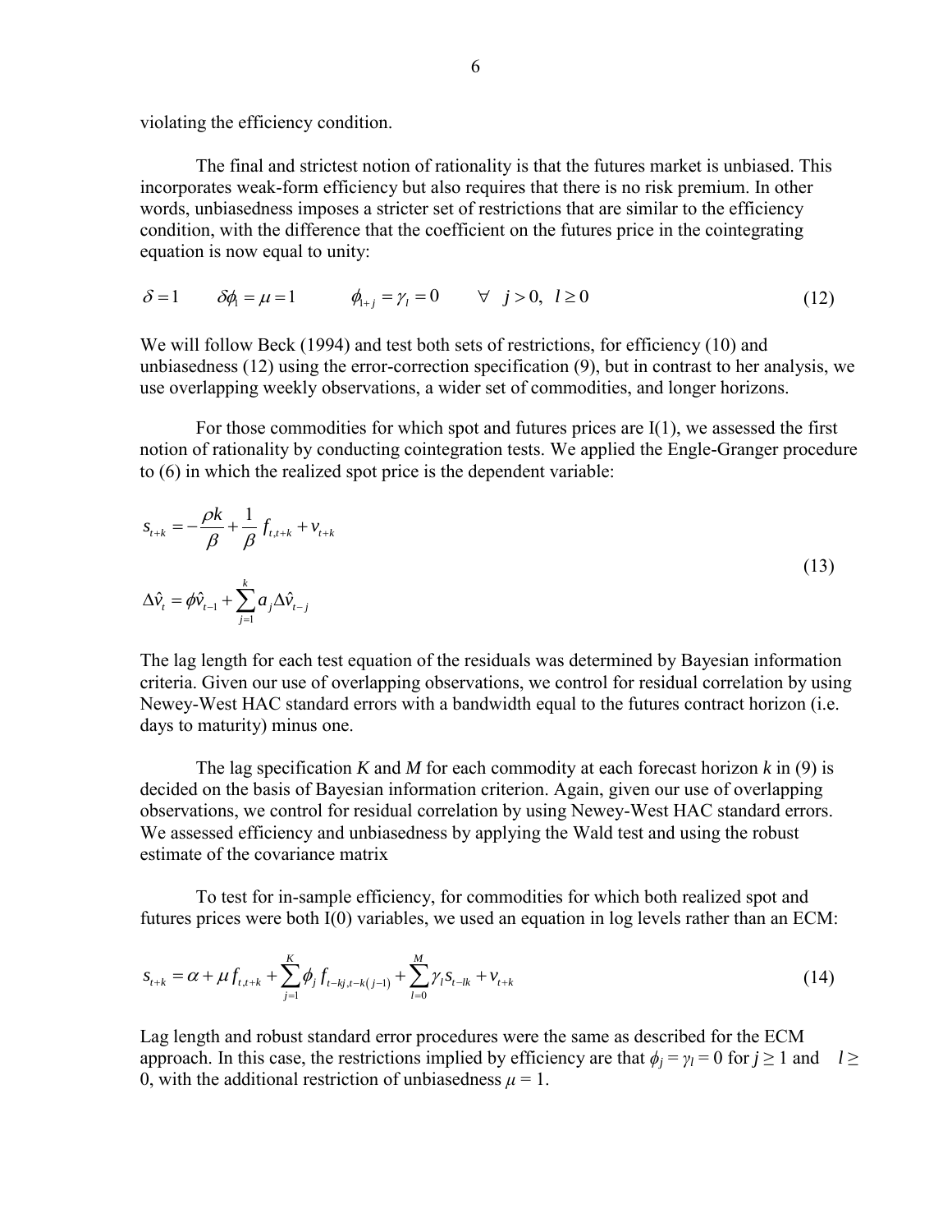violating the efficiency condition.

The final and strictest notion of rationality is that the futures market is unbiased. This incorporates weak-form efficiency but also requires that there is no risk premium. In other words, unbiasedness imposes a stricter set of restrictions that are similar to the efficiency condition, with the difference that the coefficient on the futures price in the cointegrating equation is now equal to unity:

$$\delta = 1 \qquad \delta\phi_1 = \mu = 1 \qquad \phi_{1+j} = \gamma_l = 0 \qquad \forall \quad j > 0, \; l \geq 0 \tag{12}$$

We will follow Beck (1994) and test both sets of restrictions, for efficiency (10) and unbiasedness (12) using the error-correction specification (9), but in contrast to her analysis, we use overlapping weekly observations, a wider set of commodities, and longer horizons.

For those commodities for which spot and futures prices are I(1), we assessed the first notion of rationality by conducting cointegration tests. We applied the Engle-Granger procedure to (6) in which the realized spot price is the dependent variable:

$$s_{t+k} = -\frac{\rho k}{\beta} + \frac{1}{\beta} f_{t,t+k} + v_{t+k}$$

$$\Delta \hat{v}_t = \phi \hat{v}_{t-1} + \sum_{j=1}^{k} a_j \Delta \hat{v}_{t-j} \tag{13}$$

The lag length for each test equation of the residuals was determined by Bayesian information criteria. Given our use of overlapping observations, we control for residual correlation by using Newey-West HAC standard errors with a bandwidth equal to the futures contract horizon (i.e. days to maturity) minus one.

The lag specification *K* and *M* for each commodity at each forecast horizon *k* in (9) is decided on the basis of Bayesian information criterion. Again, given our use of overlapping observations, we control for residual correlation by using Newey-West HAC standard errors. We assessed efficiency and unbiasedness by applying the Wald test and using the robust estimate of the covariance matrix

To test for in-sample efficiency, for commodities for which both realized spot and futures prices were both I(0) variables, we used an equation in log levels rather than an ECM:

$$s_{t+k} = \alpha + \mu f_{t,t+k} + \sum_{j=1}^{K} \phi_j f_{t-kj,t-k(j-1)} + \sum_{l=0}^{M} \gamma_l s_{t-lk} + v_{t+k} \tag{14}$$

Lag length and robust standard error procedures were the same as described for the ECM approach. In this case, the restrictions implied by efficiency are that $\phi_j = \gamma_l = 0$ for $j \geq 1$ and $l \geq 0$, with the additional restriction of unbiasedness $\mu = 1$.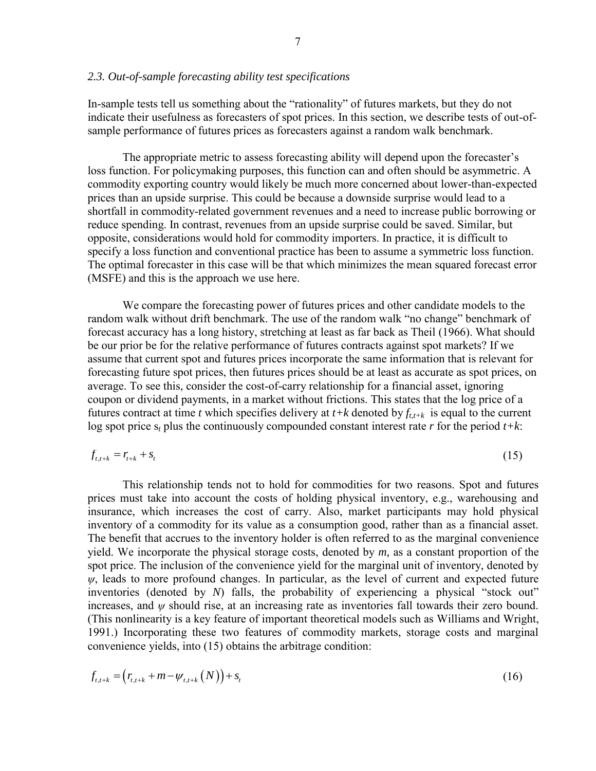### *2.3. Out-of-sample forecasting ability test specifications*

In-sample tests tell us something about the "rationality" of futures markets, but they do not indicate their usefulness as forecasters of spot prices. In this section, we describe tests of out-of-sample performance of futures prices as forecasters against a random walk benchmark.

The appropriate metric to assess forecasting ability will depend upon the forecaster's loss function. For policymaking purposes, this function can and often should be asymmetric. A commodity exporting country would likely be much more concerned about lower-than-expected prices than an upside surprise. This could be because a downside surprise would lead to a shortfall in commodity-related government revenues and a need to increase public borrowing or reduce spending. In contrast, revenues from an upside surprise could be saved. Similar, but opposite, considerations would hold for commodity importers. In practice, it is difficult to specify a loss function and conventional practice has been to assume a symmetric loss function. The optimal forecaster in this case will be that which minimizes the mean squared forecast error (MSFE) and this is the approach we use here.

We compare the forecasting power of futures prices and other candidate models to the random walk without drift benchmark. The use of the random walk "no change" benchmark of forecast accuracy has a long history, stretching at least as far back as Theil (1966). What should be our prior be for the relative performance of futures contracts against spot markets? If we assume that current spot and futures prices incorporate the same information that is relevant for forecasting future spot prices, then futures prices should be at least as accurate as spot prices, on average. To see this, consider the cost-of-carry relationship for a financial asset, ignoring coupon or dividend payments, in a market without frictions. This states that the log price of a futures contract at time $t$ which specifies delivery at $t+k$ denoted by $f_{t,t+k}$ is equal to the current log spot price $s_t$ plus the continuously compounded constant interest rate $r$ for the period $t+k$:

$$f_{t,t+k} = r_{t+k} + s_t \tag{15}$$

This relationship tends not to hold for commodities for two reasons. Spot and futures prices must take into account the costs of holding physical inventory, e.g., warehousing and insurance, which increases the cost of carry. Also, market participants may hold physical inventory of a commodity for its value as a consumption good, rather than as a financial asset. The benefit that accrues to the inventory holder is often referred to as the marginal convenience yield. We incorporate the physical storage costs, denoted by $m$, as a constant proportion of the spot price. The inclusion of the convenience yield for the marginal unit of inventory, denoted by $\psi$, leads to more profound changes. In particular, as the level of current and expected future inventories (denoted by $N$) falls, the probability of experiencing a physical "stock out" increases, and $\psi$ should rise, at an increasing rate as inventories fall towards their zero bound. (This nonlinearity is a key feature of important theoretical models such as Williams and Wright, 1991.) Incorporating these two features of commodity markets, storage costs and marginal convenience yields, into (15) obtains the arbitrage condition:

$$f_{t,t+k} = \left(r_{t,t+k} + m - \psi_{t,t+k}\left(N\right)\right) + s_t \tag{16}$$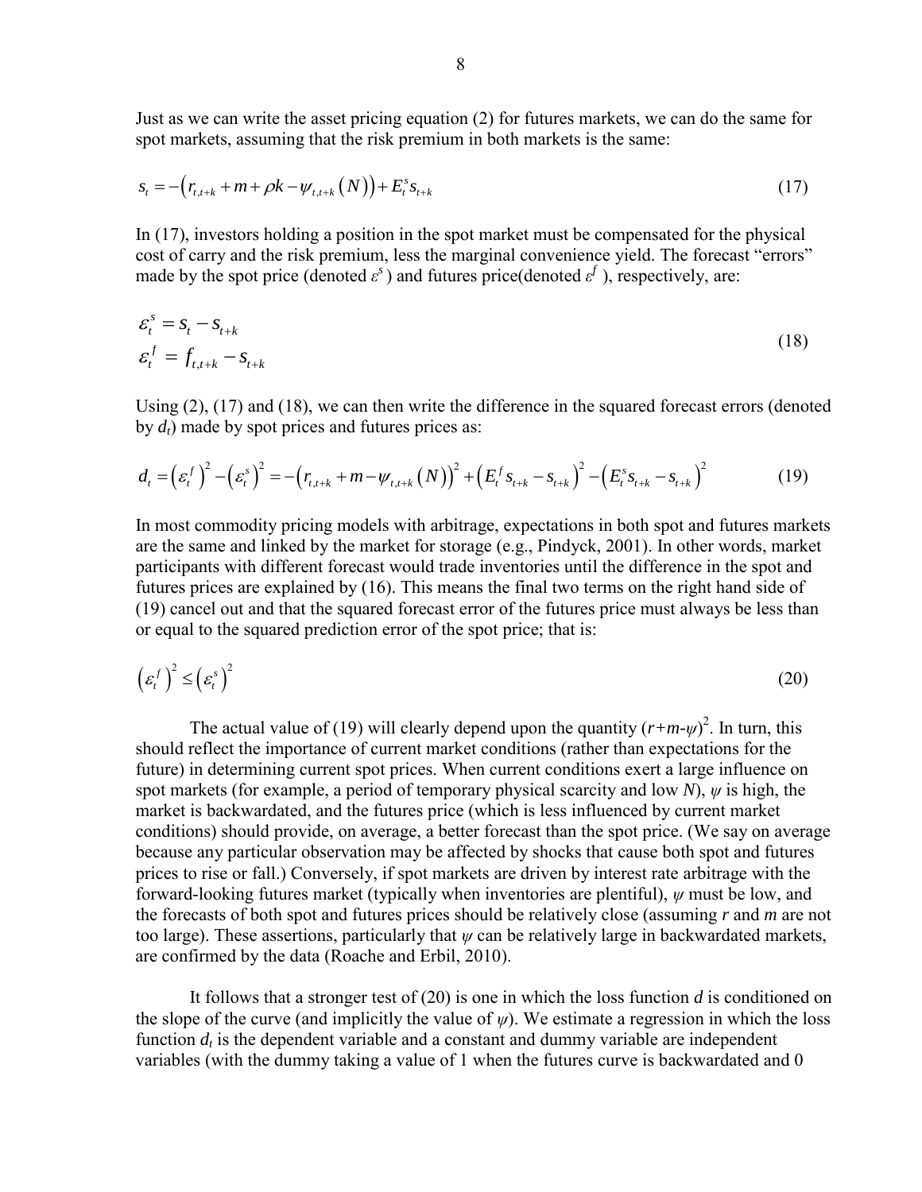Just as we can write the asset pricing equation (2) for futures markets, we can do the same for spot markets, assuming that the risk premium in both markets is the same:

$$s_t = -\left(r_{t,t+k} + m + \rho k - \psi_{t,t+k}\left(N\right)\right) + E_t^s s_{t+k} \tag{17}$$

In (17), investors holding a position in the spot market must be compensated for the physical cost of carry and the risk premium, less the marginal convenience yield. The forecast "errors" made by the spot price (denoted $\varepsilon^s$) and futures price(denoted $\varepsilon^f$), respectively, are:

$$\begin{aligned} \varepsilon_t^s &= s_t - s_{t+k} \\ \varepsilon_t^f &= f_{t,t+k} - s_{t+k} \end{aligned} \tag{18}$$

Using (2), (17) and (18), we can then write the difference in the squared forecast errors (denoted by $d_t$) made by spot prices and futures prices as:

$$d_t = \left(\varepsilon_t^f\right)^2 - \left(\varepsilon_t^s\right)^2 = -\left(r_{t,t+k} + m - \psi_{t,t+k}\left(N\right)\right)^2 + \left(E_t^f s_{t+k} - s_{t+k}\right)^2 - \left(E_t^s s_{t+k} - s_{t+k}\right)^2 \tag{19}$$

In most commodity pricing models with arbitrage, expectations in both spot and futures markets are the same and linked by the market for storage (e.g., Pindyck, 2001). In other words, market participants with different forecast would trade inventories until the difference in the spot and futures prices are explained by (16). This means the final two terms on the right hand side of (19) cancel out and that the squared forecast error of the futures price must always be less than or equal to the squared prediction error of the spot price; that is:

$$\left(\varepsilon_t^f\right)^2 \leq \left(\varepsilon_t^s\right)^2 \tag{20}$$

The actual value of (19) will clearly depend upon the quantity $(r+m-\psi)^2$. In turn, this should reflect the importance of current market conditions (rather than expectations for the future) in determining current spot prices. When current conditions exert a large influence on spot markets (for example, a period of temporary physical scarcity and low $N$), $\psi$ is high, the market is backwardated, and the futures price (which is less influenced by current market conditions) should provide, on average, a better forecast than the spot price. (We say on average because any particular observation may be affected by shocks that cause both spot and futures prices to rise or fall.) Conversely, if spot markets are driven by interest rate arbitrage with the forward-looking futures market (typically when inventories are plentiful), $\psi$ must be low, and the forecasts of both spot and futures prices should be relatively close (assuming $r$ and $m$ are not too large). These assertions, particularly that $\psi$ can be relatively large in backwardated markets, are confirmed by the data (Roache and Erbil, 2010).

It follows that a stronger test of (20) is one in which the loss function $d$ is conditioned on the slope of the curve (and implicitly the value of $\psi$). We estimate a regression in which the loss function $d_t$ is the dependent variable and a constant and dummy variable are independent variables (with the dummy taking a value of 1 when the futures curve is backwardated and 0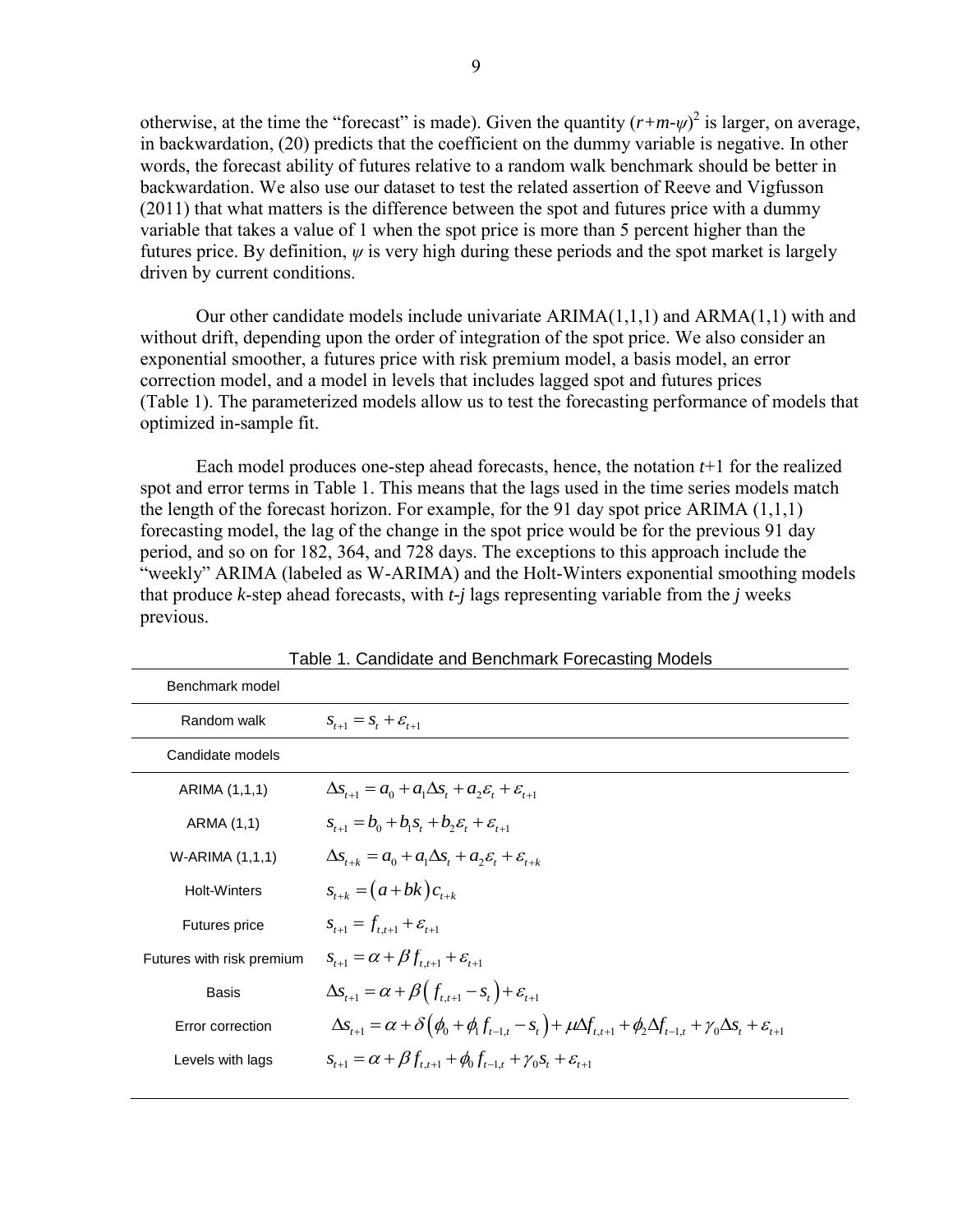otherwise, at the time the "forecast" is made). Given the quantity $(r+m-\psi)^2$ is larger, on average, in backwardation, (20) predicts that the coefficient on the dummy variable is negative. In other words, the forecast ability of futures relative to a random walk benchmark should be better in backwardation. We also use our dataset to test the related assertion of Reeve and Vigfusson (2011) that what matters is the difference between the spot and futures price with a dummy variable that takes a value of 1 when the spot price is more than 5 percent higher than the futures price. By definition, $\psi$ is very high during these periods and the spot market is largely driven by current conditions.

Our other candidate models include univariate ARIMA(1,1,1) and ARMA(1,1) with and without drift, depending upon the order of integration of the spot price. We also consider an exponential smoother, a futures price with risk premium model, a basis model, an error correction model, and a model in levels that includes lagged spot and futures prices (Table 1). The parameterized models allow us to test the forecasting performance of models that optimized in-sample fit.

Each model produces one-step ahead forecasts, hence, the notation $t$+1 for the realized spot and error terms in Table 1. This means that the lags used in the time series models match the length of the forecast horizon. For example, for the 91 day spot price ARIMA (1,1,1) forecasting model, the lag of the change in the spot price would be for the previous 91 day period, and so on for 182, 364, and 728 days. The exceptions to this approach include the "weekly" ARIMA (labeled as W-ARIMA) and the Holt-Winters exponential smoothing models that produce $k$-step ahead forecasts, with $t$-$j$ lags representing variable from the $j$ weeks previous.

Table 1. Candidate and Benchmark Forecasting Models

| Benchmark model | |
|---|---|
| Random walk | $s_{t+1} = s_t + \varepsilon_{t+1}$ |
| **Candidate models** | |
| ARIMA (1,1,1) | $\Delta s_{t+1} = a_0 + a_1 \Delta s_t + a_2 \varepsilon_t + \varepsilon_{t+1}$ |
| ARMA (1,1) | $s_{t+1} = b_0 + b_1 s_t + b_2 \varepsilon_t + \varepsilon_{t+1}$ |
| W-ARIMA (1,1,1) | $\Delta s_{t+k} = a_0 + a_1 \Delta s_t + a_2 \varepsilon_t + \varepsilon_{t+k}$ |
| Holt-Winters | $s_{t+k} = (a + bk) c_{t+k}$ |
| Futures price | $s_{t+1} = f_{t,t+1} + \varepsilon_{t+1}$ |
| Futures with risk premium | $s_{t+1} = \alpha + \beta f_{t,t+1} + \varepsilon_{t+1}$ |
| Basis | $\Delta s_{t+1} = \alpha + \beta \left( f_{t,t+1} - s_t \right) + \varepsilon_{t+1}$ |
| Error correction | $\Delta s_{t+1} = \alpha + \delta \left( \phi_0 + \phi_1 f_{t-1,t} - s_t \right) + \mu \Delta f_{t,t+1} + \phi_2 \Delta f_{t-1,t} + \gamma_0 \Delta s_t + \varepsilon_{t+1}$ |
| Levels with lags | $s_{t+1} = \alpha + \beta f_{t,t+1} + \phi_0 f_{t-1,t} + \gamma_0 s_t + \varepsilon_{t+1}$ |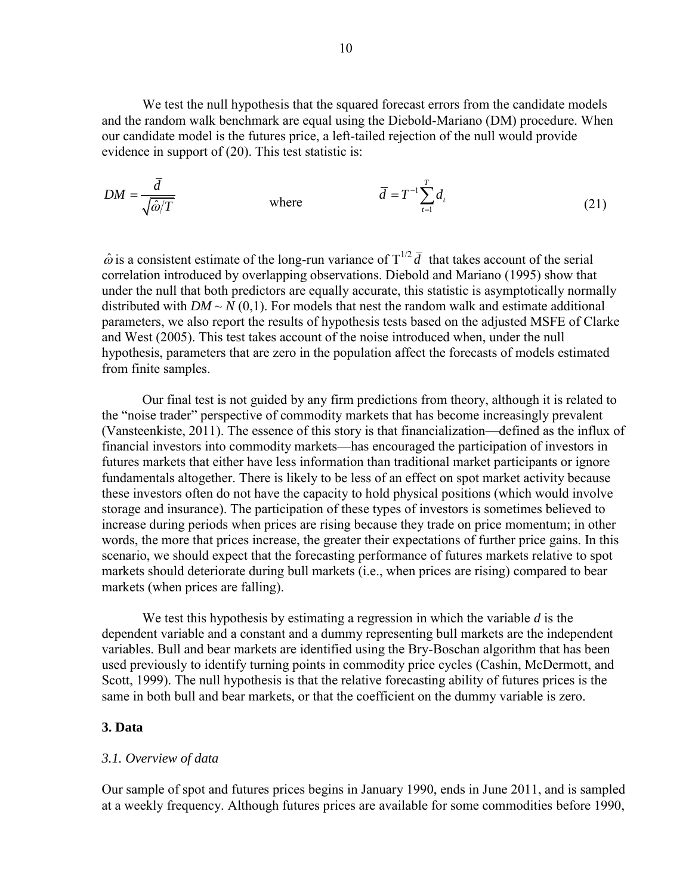We test the null hypothesis that the squared forecast errors from the candidate models and the random walk benchmark are equal using the Diebold-Mariano (DM) procedure. When our candidate model is the futures price, a left-tailed rejection of the null would provide evidence in support of (20). This test statistic is:

$$DM = \frac{\bar{d}}{\sqrt{\hat{\omega}/T}} \qquad \text{where} \qquad \bar{d} = T^{-1}\sum_{t=1}^{T} d_t \tag{21}$$

$\hat{\omega}$ is a consistent estimate of the long-run variance of $T^{1/2}\bar{d}$ that takes account of the serial correlation introduced by overlapping observations. Diebold and Mariano (1995) show that under the null that both predictors are equally accurate, this statistic is asymptotically normally distributed with $DM \sim N(0,1)$. For models that nest the random walk and estimate additional parameters, we also report the results of hypothesis tests based on the adjusted MSFE of Clarke and West (2005). This test takes account of the noise introduced when, under the null hypothesis, parameters that are zero in the population affect the forecasts of models estimated from finite samples.

Our final test is not guided by any firm predictions from theory, although it is related to the "noise trader" perspective of commodity markets that has become increasingly prevalent (Vansteenkiste, 2011). The essence of this story is that financialization—defined as the influx of financial investors into commodity markets—has encouraged the participation of investors in futures markets that either have less information than traditional market participants or ignore fundamentals altogether. There is likely to be less of an effect on spot market activity because these investors often do not have the capacity to hold physical positions (which would involve storage and insurance). The participation of these types of investors is sometimes believed to increase during periods when prices are rising because they trade on price momentum; in other words, the more that prices increase, the greater their expectations of further price gains. In this scenario, we should expect that the forecasting performance of futures markets relative to spot markets should deteriorate during bull markets (i.e., when prices are rising) compared to bear markets (when prices are falling).

We test this hypothesis by estimating a regression in which the variable $d$ is the dependent variable and a constant and a dummy representing bull markets are the independent variables. Bull and bear markets are identified using the Bry-Boschan algorithm that has been used previously to identify turning points in commodity price cycles (Cashin, McDermott, and Scott, 1999). The null hypothesis is that the relative forecasting ability of futures prices is the same in both bull and bear markets, or that the coefficient on the dummy variable is zero.

## 3. Data

### *3.1. Overview of data*

Our sample of spot and futures prices begins in January 1990, ends in June 2011, and is sampled at a weekly frequency. Although futures prices are available for some commodities before 1990,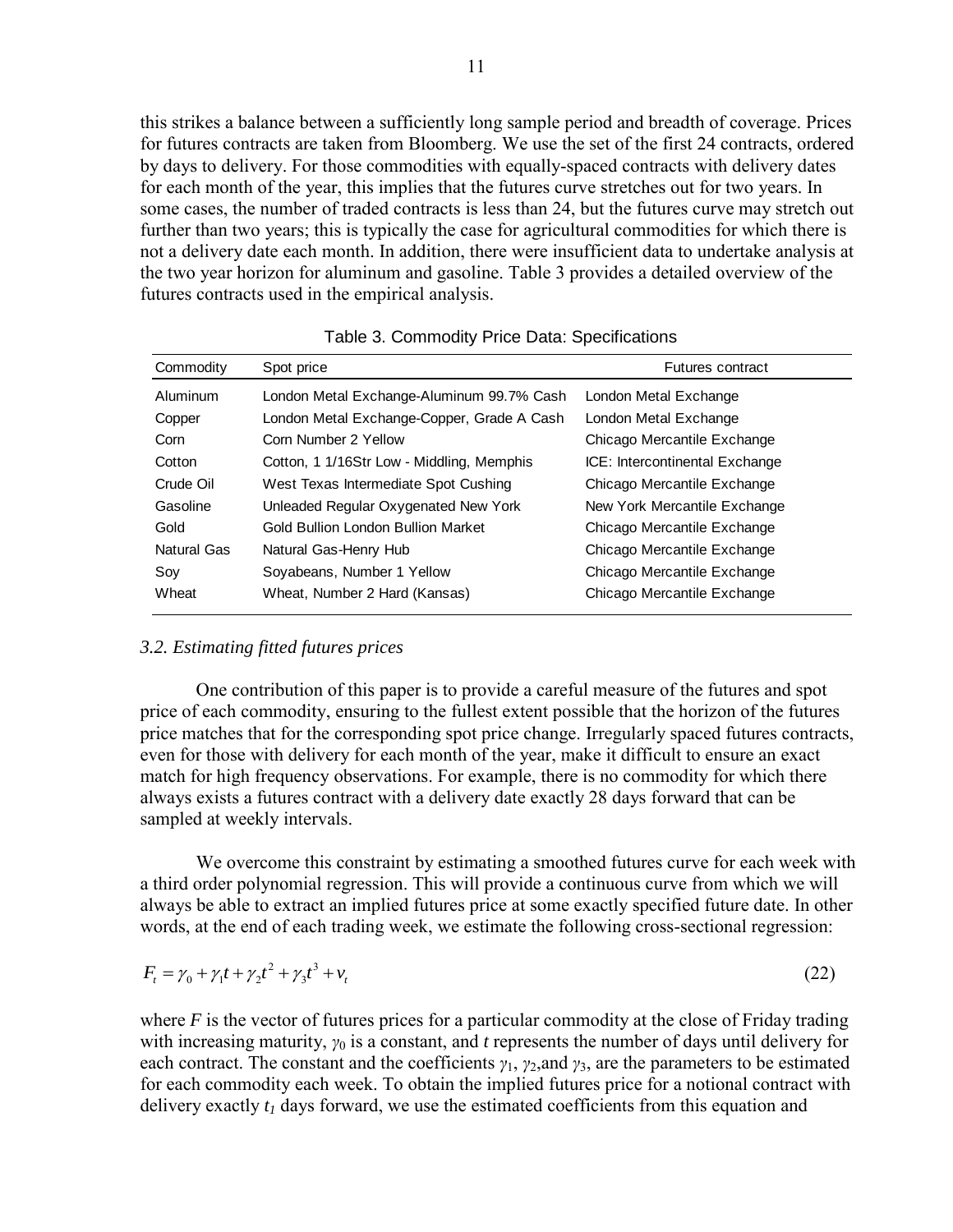this strikes a balance between a sufficiently long sample period and breadth of coverage. Prices for futures contracts are taken from Bloomberg. We use the set of the first 24 contracts, ordered by days to delivery. For those commodities with equally-spaced contracts with delivery dates for each month of the year, this implies that the futures curve stretches out for two years. In some cases, the number of traded contracts is less than 24, but the futures curve may stretch out further than two years; this is typically the case for agricultural commodities for which there is not a delivery date each month. In addition, there were insufficient data to undertake analysis at the two year horizon for aluminum and gasoline. Table 3 provides a detailed overview of the futures contracts used in the empirical analysis.

Table 3. Commodity Price Data: Specifications

| Commodity | Spot price | Futures contract |
|---|---|---|
| Aluminum | London Metal Exchange-Aluminum 99.7% Cash | London Metal Exchange |
| Copper | London Metal Exchange-Copper, Grade A Cash | London Metal Exchange |
| Corn | Corn Number 2 Yellow | Chicago Mercantile Exchange |
| Cotton | Cotton, 1 1/16Str Low - Middling, Memphis | ICE: Intercontinental Exchange |
| Crude Oil | West Texas Intermediate Spot Cushing | Chicago Mercantile Exchange |
| Gasoline | Unleaded Regular Oxygenated New York | New York Mercantile Exchange |
| Gold | Gold Bullion London Bullion Market | Chicago Mercantile Exchange |
| Natural Gas | Natural Gas-Henry Hub | Chicago Mercantile Exchange |
| Soy | Soyabeans, Number 1 Yellow | Chicago Mercantile Exchange |
| Wheat | Wheat, Number 2 Hard (Kansas) | Chicago Mercantile Exchange |

### *3.2. Estimating fitted futures prices*

One contribution of this paper is to provide a careful measure of the futures and spot price of each commodity, ensuring to the fullest extent possible that the horizon of the futures price matches that for the corresponding spot price change. Irregularly spaced futures contracts, even for those with delivery for each month of the year, make it difficult to ensure an exact match for high frequency observations. For example, there is no commodity for which there always exists a futures contract with a delivery date exactly 28 days forward that can be sampled at weekly intervals.

We overcome this constraint by estimating a smoothed futures curve for each week with a third order polynomial regression. This will provide a continuous curve from which we will always be able to extract an implied futures price at some exactly specified future date. In other words, at the end of each trading week, we estimate the following cross-sectional regression:

$$F_t = \gamma_0 + \gamma_1 t + \gamma_2 t^2 + \gamma_3 t^3 + v_t \tag{22}$$

where $F$ is the vector of futures prices for a particular commodity at the close of Friday trading with increasing maturity, $\gamma_0$ is a constant, and $t$ represents the number of days until delivery for each contract. The constant and the coefficients $\gamma_1$, $\gamma_2$, and $\gamma_3$, are the parameters to be estimated for each commodity each week. To obtain the implied futures price for a notional contract with delivery exactly $t_1$ days forward, we use the estimated coefficients from this equation and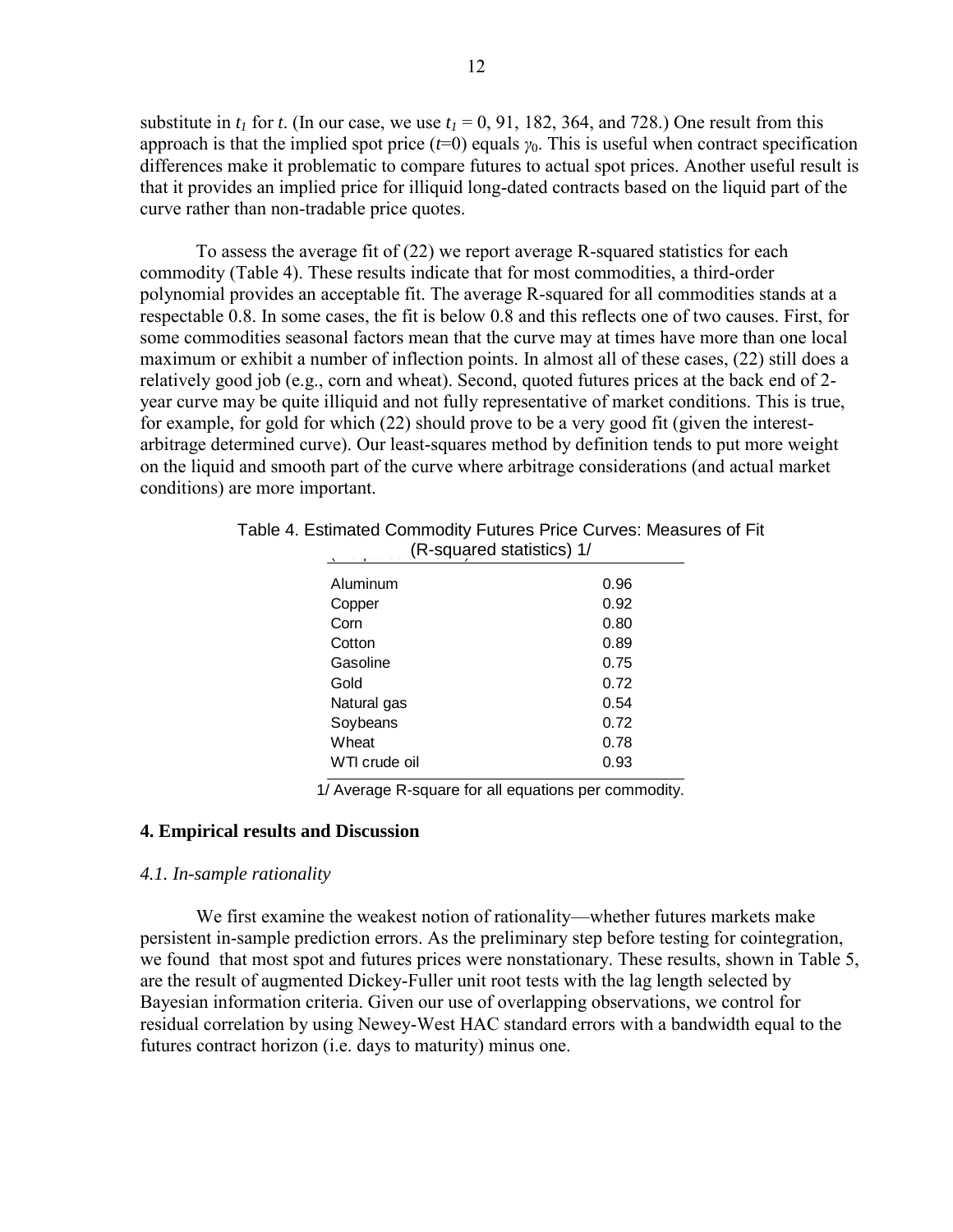substitute in $t_1$ for $t$. (In our case, we use $t_1$ = 0, 91, 182, 364, and 728.) One result from this approach is that the implied spot price ($t$=0) equals $\gamma_0$. This is useful when contract specification differences make it problematic to compare futures to actual spot prices. Another useful result is that it provides an implied price for illiquid long-dated contracts based on the liquid part of the curve rather than non-tradable price quotes.

To assess the average fit of (22) we report average R-squared statistics for each commodity (Table 4). These results indicate that for most commodities, a third-order polynomial provides an acceptable fit. The average R-squared for all commodities stands at a respectable 0.8. In some cases, the fit is below 0.8 and this reflects one of two causes. First, for some commodities seasonal factors mean that the curve may at times have more than one local maximum or exhibit a number of inflection points. In almost all of these cases, (22) still does a relatively good job (e.g., corn and wheat). Second, quoted futures prices at the back end of 2-year curve may be quite illiquid and not fully representative of market conditions. This is true, for example, for gold for which (22) should prove to be a very good fit (given the interest-arbitrage determined curve). Our least-squares method by definition tends to put more weight on the liquid and smooth part of the curve where arbitrage considerations (and actual market conditions) are more important.

Table 4. Estimated Commodity Futures Price Curves: Measures of Fit (R-squared statistics) 1/

| | |
|---|---|
| Aluminum | 0.96 |
| Copper | 0.92 |
| Corn | 0.80 |
| Cotton | 0.89 |
| Gasoline | 0.75 |
| Gold | 0.72 |
| Natural gas | 0.54 |
| Soybeans | 0.72 |
| Wheat | 0.78 |
| WTI crude oil | 0.93 |

1/ Average R-square for all equations per commodity.

## 4. Empirical results and Discussion

### *4.1. In-sample rationality*

We first examine the weakest notion of rationality—whether futures markets make persistent in-sample prediction errors. As the preliminary step before testing for cointegration, we found that most spot and futures prices were nonstationary. These results, shown in Table 5, are the result of augmented Dickey-Fuller unit root tests with the lag length selected by Bayesian information criteria. Given our use of overlapping observations, we control for residual correlation by using Newey-West HAC standard errors with a bandwidth equal to the futures contract horizon (i.e. days to maturity) minus one.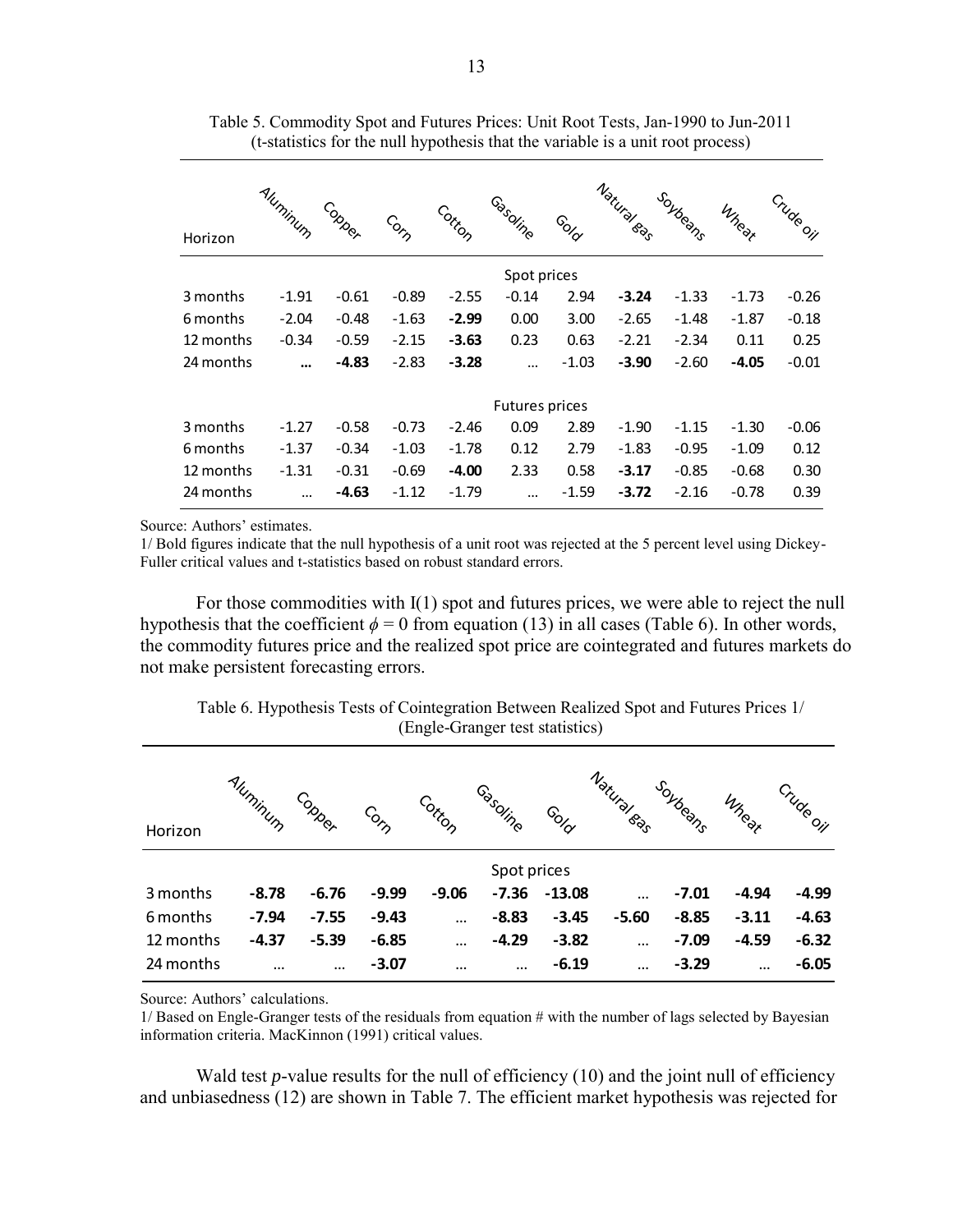Table 5. Commodity Spot and Futures Prices: Unit Root Tests, Jan-1990 to Jun-2011
(t-statistics for the null hypothesis that the variable is a unit root process)

| Horizon | Aluminum | Copper | Corn | Cotton | Gasoline | Gold | Natural gas | Soybeans | Wheat | Crude oil |
|---|---|---|---|---|---|---|---|---|---|---|
| | | | | | Spot prices | | | | | |
| 3 months | -1.91 | -0.61 | -0.89 | -2.55 | -0.14 | 2.94 | **-3.24** | -1.33 | -1.73 | -0.26 |
| 6 months | -2.04 | -0.48 | -1.63 | **-2.99** | 0.00 | 3.00 | -2.65 | -1.48 | -1.87 | -0.18 |
| 12 months | -0.34 | -0.59 | -2.15 | **-3.63** | 0.23 | 0.63 | -2.21 | -2.34 | 0.11 | 0.25 |
| 24 months | **...** | **-4.83** | -2.83 | **-3.28** | ... | -1.03 | **-3.90** | -2.60 | **-4.05** | -0.01 |
| | | | | | Futures prices | | | | | |
| 3 months | -1.27 | -0.58 | -0.73 | -2.46 | 0.09 | 2.89 | -1.90 | -1.15 | -1.30 | -0.06 |
| 6 months | -1.37 | -0.34 | -1.03 | -1.78 | 0.12 | 2.79 | -1.83 | -0.95 | -1.09 | 0.12 |
| 12 months | -1.31 | -0.31 | -0.69 | **-4.00** | 2.33 | 0.58 | **-3.17** | -0.85 | -0.68 | 0.30 |
| 24 months | ... | **-4.63** | -1.12 | -1.79 | ... | -1.59 | **-3.72** | -2.16 | -0.78 | 0.39 |

Source: Authors' estimates.

1/ Bold figures indicate that the null hypothesis of a unit root was rejected at the 5 percent level using Dickey-Fuller critical values and t-statistics based on robust standard errors.

For those commodities with I(1) spot and futures prices, we were able to reject the null hypothesis that the coefficient $\phi = 0$ from equation (13) in all cases (Table 6). In other words, the commodity futures price and the realized spot price are cointegrated and futures markets do not make persistent forecasting errors.

Table 6. Hypothesis Tests of Cointegration Between Realized Spot and Futures Prices 1/
(Engle-Granger test statistics)

| Horizon | Aluminum | Copper | Corn | Cotton | Gasoline | Gold | Natural gas | Soybeans | Wheat | Crude oil |
|---|---|---|---|---|---|---|---|---|---|---|
| | | | | | Spot prices | | | | | |
| 3 months | **-8.78** | **-6.76** | **-9.99** | **-9.06** | **-7.36** | **-13.08** | **...** | **-7.01** | **-4.94** | **-4.99** |
| 6 months | **-7.94** | **-7.55** | **-9.43** | **...** | **-8.83** | **-3.45** | **-5.60** | **-8.85** | **-3.11** | **-4.63** |
| 12 months | **-4.37** | **-5.39** | **-6.85** | **...** | **-4.29** | **-3.82** | **...** | **-7.09** | **-4.59** | **-6.32** |
| 24 months | **...** | **...** | **-3.07** | **...** | **...** | **-6.19** | **...** | **-3.29** | **...** | **-6.05** |

Source: Authors' calculations.

1/ Based on Engle-Granger tests of the residuals from equation # with the number of lags selected by Bayesian information criteria. MacKinnon (1991) critical values.

Wald test *p*-value results for the null of efficiency (10) and the joint null of efficiency and unbiasedness (12) are shown in Table 7. The efficient market hypothesis was rejected for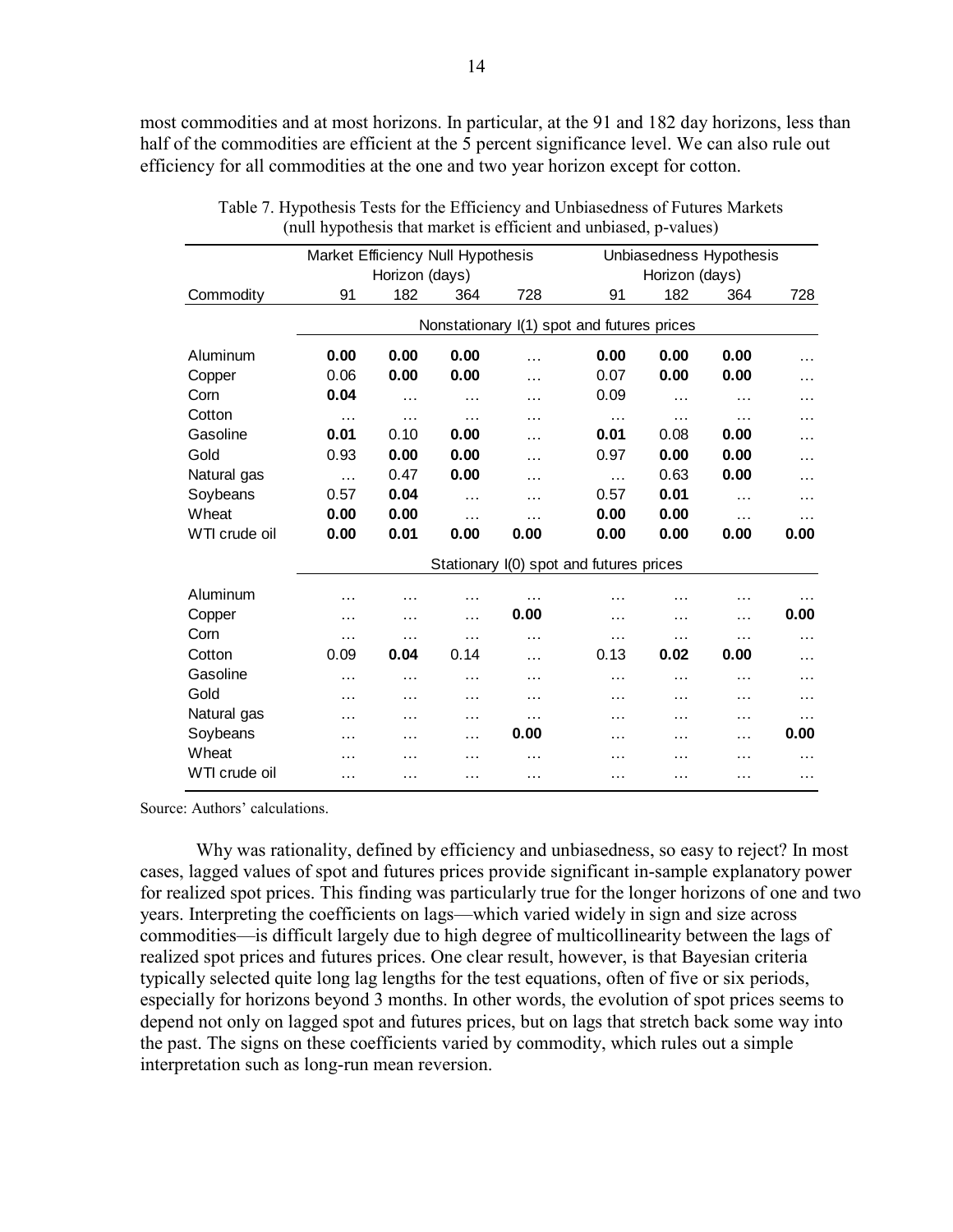most commodities and at most horizons. In particular, at the 91 and 182 day horizons, less than half of the commodities are efficient at the 5 percent significance level. We can also rule out efficiency for all commodities at the one and two year horizon except for cotton.

Table 7. Hypothesis Tests for the Efficiency and Unbiasedness of Futures Markets (null hypothesis that market is efficient and unbiased, p-values)

| | Market Efficiency Null Hypothesis | | | | Unbiasedness Hypothesis | | | |
|---|---|---|---|---|---|---|---|---|
| | Horizon (days) | | | | Horizon (days) | | | |
| Commodity | 91 | 182 | 364 | 728 | 91 | 182 | 364 | 728 |
| | Nonstationary I(1) spot and futures prices | | | | | | | |
| Aluminum | **0.00** | **0.00** | **0.00** | … | **0.00** | **0.00** | **0.00** | … |
| Copper | 0.06 | **0.00** | **0.00** | … | 0.07 | **0.00** | **0.00** | … |
| Corn | **0.04** | … | … | … | 0.09 | … | … | … |
| Cotton | … | … | … | … | … | … | … | … |
| Gasoline | **0.01** | 0.10 | **0.00** | … | **0.01** | 0.08 | **0.00** | … |
| Gold | 0.93 | **0.00** | **0.00** | … | 0.97 | **0.00** | **0.00** | … |
| Natural gas | … | 0.47 | **0.00** | … | … | 0.63 | **0.00** | … |
| Soybeans | 0.57 | **0.04** | … | … | 0.57 | **0.01** | … | … |
| Wheat | **0.00** | **0.00** | … | … | **0.00** | **0.00** | … | … |
| WTI crude oil | **0.00** | **0.01** | **0.00** | **0.00** | **0.00** | **0.00** | **0.00** | **0.00** |
| | Stationary I(0) spot and futures prices | | | | | | | |
| Aluminum | … | … | … | … | … | … | … | … |
| Copper | … | … | … | **0.00** | … | … | … | **0.00** |
| Corn | … | … | … | … | … | … | … | … |
| Cotton | 0.09 | **0.04** | 0.14 | … | 0.13 | **0.02** | **0.00** | … |
| Gasoline | … | … | … | … | … | … | … | … |
| Gold | … | … | … | … | … | … | … | … |
| Natural gas | … | … | … | … | … | … | … | … |
| Soybeans | … | … | … | **0.00** | … | … | … | **0.00** |
| Wheat | … | … | … | … | … | … | … | … |
| WTI crude oil | … | … | … | … | … | … | … | … |

Source: Authors' calculations.

Why was rationality, defined by efficiency and unbiasedness, so easy to reject? In most cases, lagged values of spot and futures prices provide significant in-sample explanatory power for realized spot prices. This finding was particularly true for the longer horizons of one and two years. Interpreting the coefficients on lags—which varied widely in sign and size across commodities—is difficult largely due to high degree of multicollinearity between the lags of realized spot prices and futures prices. One clear result, however, is that Bayesian criteria typically selected quite long lag lengths for the test equations, often of five or six periods, especially for horizons beyond 3 months. In other words, the evolution of spot prices seems to depend not only on lagged spot and futures prices, but on lags that stretch back some way into the past. The signs on these coefficients varied by commodity, which rules out a simple interpretation such as long-run mean reversion.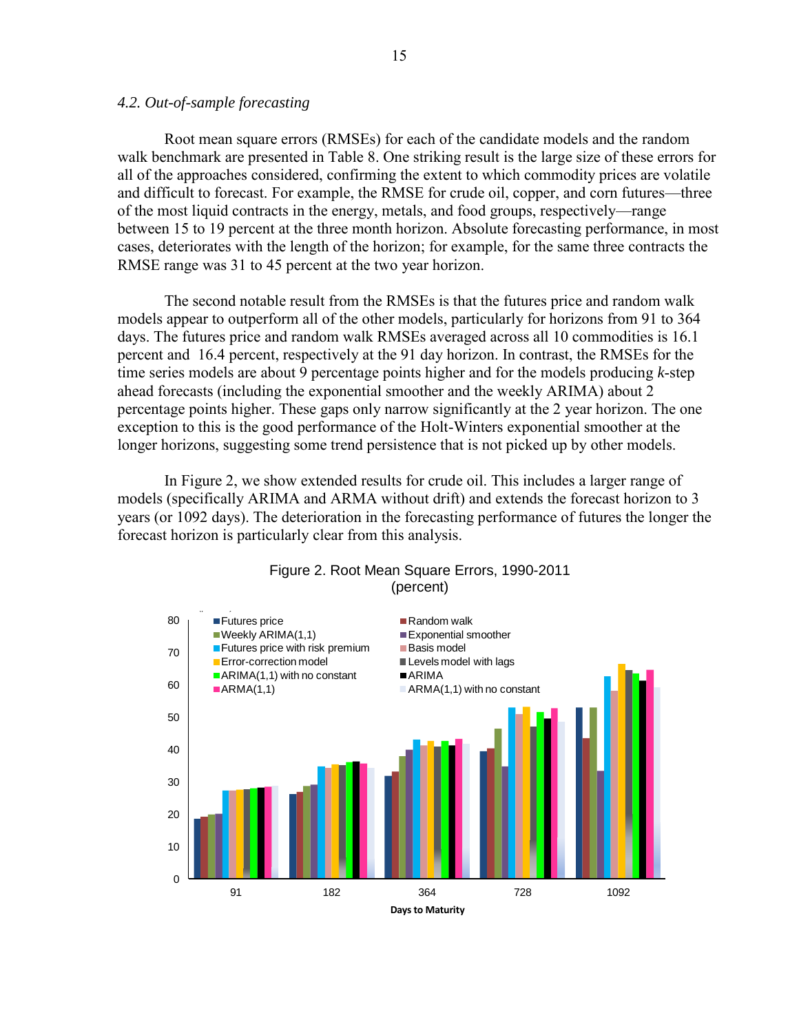### 4.2. Out-of-sample forecasting

Root mean square errors (RMSEs) for each of the candidate models and the random walk benchmark are presented in Table 8. One striking result is the large size of these errors for all of the approaches considered, confirming the extent to which commodity prices are volatile and difficult to forecast. For example, the RMSE for crude oil, copper, and corn futures—three of the most liquid contracts in the energy, metals, and food groups, respectively—range between 15 to 19 percent at the three month horizon. Absolute forecasting performance, in most cases, deteriorates with the length of the horizon; for example, for the same three contracts the RMSE range was 31 to 45 percent at the two year horizon.

The second notable result from the RMSEs is that the futures price and random walk models appear to outperform all of the other models, particularly for horizons from 91 to 364 days. The futures price and random walk RMSEs averaged across all 10 commodities is 16.1 percent and 16.4 percent, respectively at the 91 day horizon. In contrast, the RMSEs for the time series models are about 9 percentage points higher and for the models producing *k*-step ahead forecasts (including the exponential smoother and the weekly ARIMA) about 2 percentage points higher. These gaps only narrow significantly at the 2 year horizon. The one exception to this is the good performance of the Holt-Winters exponential smoother at the longer horizons, suggesting some trend persistence that is not picked up by other models.

In Figure 2, we show extended results for crude oil. This includes a larger range of models (specifically ARIMA and ARMA without drift) and extends the forecast horizon to 3 years (or 1092 days). The deterioration in the forecasting performance of futures the longer the forecast horizon is particularly clear from this analysis.

Figure 2. Root Mean Square Errors, 1990-2011
(percent)

| Model | 91 | 182 | 364 | 728 | 1092 |
|---|---|---|---|---|---|
| Futures price | 19 | 26 | 32 | 39 | 53 |
| Random walk | 19 | 27 | 33 | 40 | 44 |
| Weekly ARIMA(1,1) | 20 | 29 | 38 | 46 | 53 |
| Exponential smoother | 20 | 29 | 40 | 35 | 33 |
| Futures price with risk premium | 27 | 35 | 43 | 53 | 63 |
| Basis model | 27 | 34 | 42 | 51 | 58 |
| Error-correction model | 28 | 35 | 43 | 53 | 66 |
| Levels model with lags | 28 | 35 | 41 | 47 | 65 |
| ARIMA(1,1) with no constant | 28 | 36 | 43 | 51 | 64 |
| ARIMA | 28 | 36 | 41 | 50 | 61 |
| ARMA(1,1) | 28 | 36 | 43 | 53 | 65 |
| ARMA(1,1) with no constant | 29 | 34 | 42 | 49 | 59 |

Days to Maturity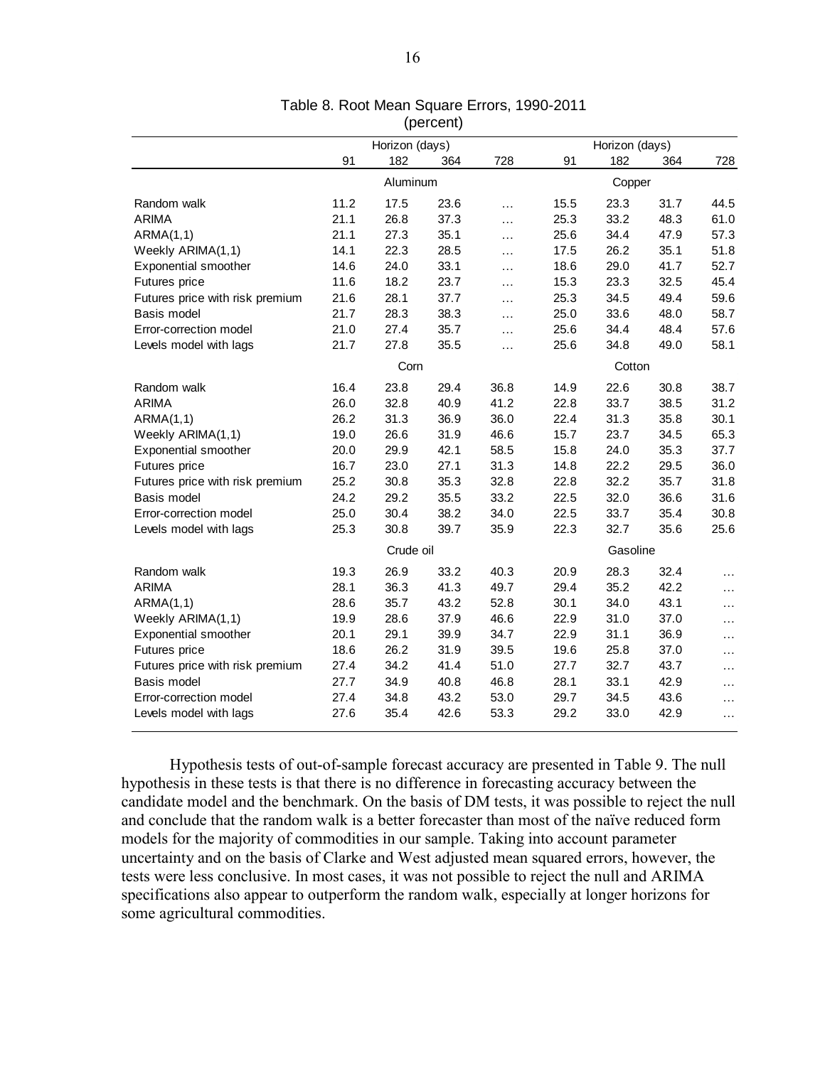Table 8. Root Mean Square Errors, 1990-2011
(percent)

| | Horizon (days) | | | | Horizon (days) | | | |
|---|---|---|---|---|---|---|---|---|
| | 91 | 182 | 364 | 728 | 91 | 182 | 364 | 728 |
| | Aluminum | | | | Copper | | | |
| Random walk | 11.2 | 17.5 | 23.6 | … | 15.5 | 23.3 | 31.7 | 44.5 |
| ARIMA | 21.1 | 26.8 | 37.3 | … | 25.3 | 33.2 | 48.3 | 61.0 |
| ARMA(1,1) | 21.1 | 27.3 | 35.1 | … | 25.6 | 34.4 | 47.9 | 57.3 |
| Weekly ARIMA(1,1) | 14.1 | 22.3 | 28.5 | … | 17.5 | 26.2 | 35.1 | 51.8 |
| Exponential smoother | 14.6 | 24.0 | 33.1 | … | 18.6 | 29.0 | 41.7 | 52.7 |
| Futures price | 11.6 | 18.2 | 23.7 | … | 15.3 | 23.3 | 32.5 | 45.4 |
| Futures price with risk premium | 21.6 | 28.1 | 37.7 | … | 25.3 | 34.5 | 49.4 | 59.6 |
| Basis model | 21.7 | 28.3 | 38.3 | … | 25.0 | 33.6 | 48.0 | 58.7 |
| Error-correction model | 21.0 | 27.4 | 35.7 | … | 25.6 | 34.4 | 48.4 | 57.6 |
| Levels model with lags | 21.7 | 27.8 | 35.5 | … | 25.6 | 34.8 | 49.0 | 58.1 |
| | Corn | | | | Cotton | | | |
| Random walk | 16.4 | 23.8 | 29.4 | 36.8 | 14.9 | 22.6 | 30.8 | 38.7 |
| ARIMA | 26.0 | 32.8 | 40.9 | 41.2 | 22.8 | 33.7 | 38.5 | 31.2 |
| ARMA(1,1) | 26.2 | 31.3 | 36.9 | 36.0 | 22.4 | 31.3 | 35.8 | 30.1 |
| Weekly ARIMA(1,1) | 19.0 | 26.6 | 31.9 | 46.6 | 15.7 | 23.7 | 34.5 | 65.3 |
| Exponential smoother | 20.0 | 29.9 | 42.1 | 58.5 | 15.8 | 24.0 | 35.3 | 37.7 |
| Futures price | 16.7 | 23.0 | 27.1 | 31.3 | 14.8 | 22.2 | 29.5 | 36.0 |
| Futures price with risk premium | 25.2 | 30.8 | 35.3 | 32.8 | 22.8 | 32.2 | 35.7 | 31.8 |
| Basis model | 24.2 | 29.2 | 35.5 | 33.2 | 22.5 | 32.0 | 36.6 | 31.6 |
| Error-correction model | 25.0 | 30.4 | 38.2 | 34.0 | 22.5 | 33.7 | 35.4 | 30.8 |
| Levels model with lags | 25.3 | 30.8 | 39.7 | 35.9 | 22.3 | 32.7 | 35.6 | 25.6 |
| | Crude oil | | | | Gasoline | | | |
| Random walk | 19.3 | 26.9 | 33.2 | 40.3 | 20.9 | 28.3 | 32.4 | … |
| ARIMA | 28.1 | 36.3 | 41.3 | 49.7 | 29.4 | 35.2 | 42.2 | … |
| ARMA(1,1) | 28.6 | 35.7 | 43.2 | 52.8 | 30.1 | 34.0 | 43.1 | … |
| Weekly ARIMA(1,1) | 19.9 | 28.6 | 37.9 | 46.6 | 22.9 | 31.0 | 37.0 | … |
| Exponential smoother | 20.1 | 29.1 | 39.9 | 34.7 | 22.9 | 31.1 | 36.9 | … |
| Futures price | 18.6 | 26.2 | 31.9 | 39.5 | 19.6 | 25.8 | 37.0 | … |
| Futures price with risk premium | 27.4 | 34.2 | 41.4 | 51.0 | 27.7 | 32.7 | 43.7 | … |
| Basis model | 27.7 | 34.9 | 40.8 | 46.8 | 28.1 | 33.1 | 42.9 | … |
| Error-correction model | 27.4 | 34.8 | 43.2 | 53.0 | 29.7 | 34.5 | 43.6 | … |
| Levels model with lags | 27.6 | 35.4 | 42.6 | 53.3 | 29.2 | 33.0 | 42.9 | … |

Hypothesis tests of out-of-sample forecast accuracy are presented in Table 9. The null hypothesis in these tests is that there is no difference in forecasting accuracy between the candidate model and the benchmark. On the basis of DM tests, it was possible to reject the null and conclude that the random walk is a better forecaster than most of the naïve reduced form models for the majority of commodities in our sample. Taking into account parameter uncertainty and on the basis of Clarke and West adjusted mean squared errors, however, the tests were less conclusive. In most cases, it was not possible to reject the null and ARIMA specifications also appear to outperform the random walk, especially at longer horizons for some agricultural commodities.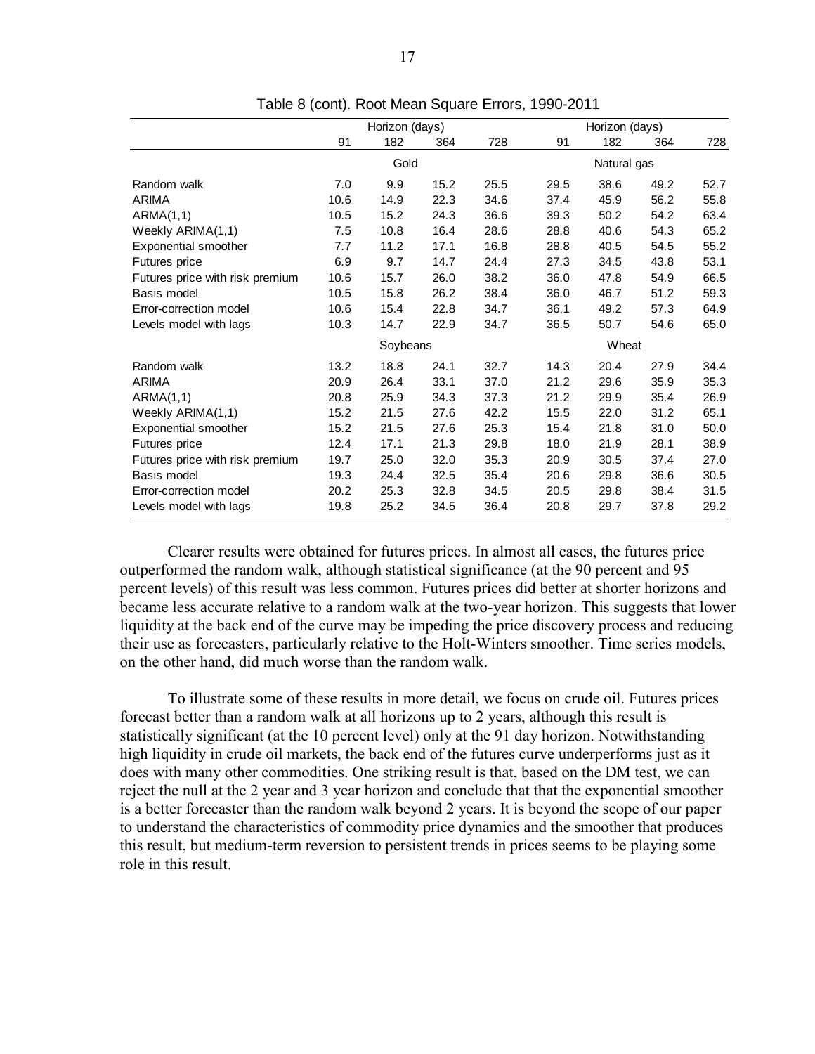Table 8 (cont). Root Mean Square Errors, 1990-2011

| | Horizon (days) | | | | Horizon (days) | | | |
|---|---|---|---|---|---|---|---|---|
| | 91 | 182 | 364 | 728 | 91 | 182 | 364 | 728 |
| | Gold | | | | Natural gas | | | |
| Random walk | 7.0 | 9.9 | 15.2 | 25.5 | 29.5 | 38.6 | 49.2 | 52.7 |
| ARIMA | 10.6 | 14.9 | 22.3 | 34.6 | 37.4 | 45.9 | 56.2 | 55.8 |
| ARMA(1,1) | 10.5 | 15.2 | 24.3 | 36.6 | 39.3 | 50.2 | 54.2 | 63.4 |
| Weekly ARIMA(1,1) | 7.5 | 10.8 | 16.4 | 28.6 | 28.8 | 40.6 | 54.3 | 65.2 |
| Exponential smoother | 7.7 | 11.2 | 17.1 | 16.8 | 28.8 | 40.5 | 54.5 | 55.2 |
| Futures price | 6.9 | 9.7 | 14.7 | 24.4 | 27.3 | 34.5 | 43.8 | 53.1 |
| Futures price with risk premium | 10.6 | 15.7 | 26.0 | 38.2 | 36.0 | 47.8 | 54.9 | 66.5 |
| Basis model | 10.5 | 15.8 | 26.2 | 38.4 | 36.0 | 46.7 | 51.2 | 59.3 |
| Error-correction model | 10.6 | 15.4 | 22.8 | 34.7 | 36.1 | 49.2 | 57.3 | 64.9 |
| Levels model with lags | 10.3 | 14.7 | 22.9 | 34.7 | 36.5 | 50.7 | 54.6 | 65.0 |
| | Soybeans | | | | Wheat | | | |
| Random walk | 13.2 | 18.8 | 24.1 | 32.7 | 14.3 | 20.4 | 27.9 | 34.4 |
| ARIMA | 20.9 | 26.4 | 33.1 | 37.0 | 21.2 | 29.6 | 35.9 | 35.3 |
| ARMA(1,1) | 20.8 | 25.9 | 34.3 | 37.3 | 21.2 | 29.9 | 35.4 | 26.9 |
| Weekly ARIMA(1,1) | 15.2 | 21.5 | 27.6 | 42.2 | 15.5 | 22.0 | 31.2 | 65.1 |
| Exponential smoother | 15.2 | 21.5 | 27.6 | 25.3 | 15.4 | 21.8 | 31.0 | 50.0 |
| Futures price | 12.4 | 17.1 | 21.3 | 29.8 | 18.0 | 21.9 | 28.1 | 38.9 |
| Futures price with risk premium | 19.7 | 25.0 | 32.0 | 35.3 | 20.9 | 30.5 | 37.4 | 27.0 |
| Basis model | 19.3 | 24.4 | 32.5 | 35.4 | 20.6 | 29.8 | 36.6 | 30.5 |
| Error-correction model | 20.2 | 25.3 | 32.8 | 34.5 | 20.5 | 29.8 | 38.4 | 31.5 |
| Levels model with lags | 19.8 | 25.2 | 34.5 | 36.4 | 20.8 | 29.7 | 37.8 | 29.2 |

Clearer results were obtained for futures prices. In almost all cases, the futures price outperformed the random walk, although statistical significance (at the 90 percent and 95 percent levels) of this result was less common. Futures prices did better at shorter horizons and became less accurate relative to a random walk at the two-year horizon. This suggests that lower liquidity at the back end of the curve may be impeding the price discovery process and reducing their use as forecasters, particularly relative to the Holt-Winters smoother. Time series models, on the other hand, did much worse than the random walk.

To illustrate some of these results in more detail, we focus on crude oil. Futures prices forecast better than a random walk at all horizons up to 2 years, although this result is statistically significant (at the 10 percent level) only at the 91 day horizon. Notwithstanding high liquidity in crude oil markets, the back end of the futures curve underperforms just as it does with many other commodities. One striking result is that, based on the DM test, we can reject the null at the 2 year and 3 year horizon and conclude that that the exponential smoother is a better forecaster than the random walk beyond 2 years. It is beyond the scope of our paper to understand the characteristics of commodity price dynamics and the smoother that produces this result, but medium-term reversion to persistent trends in prices seems to be playing some role in this result.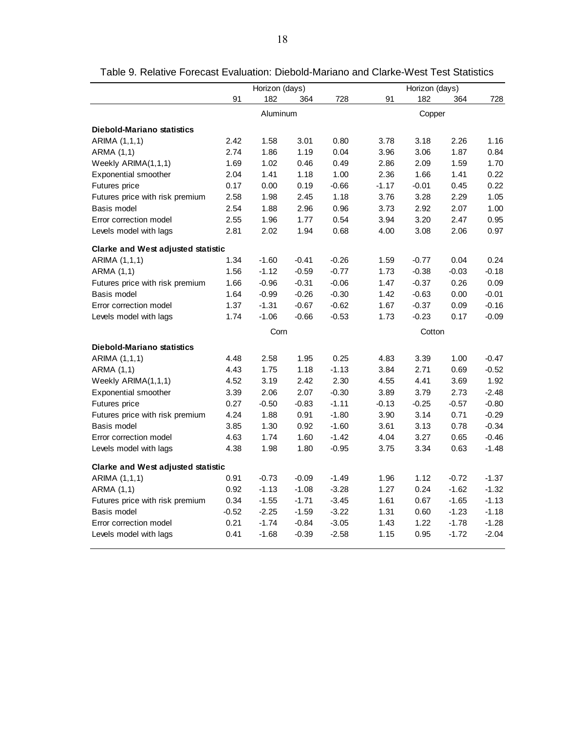Table 9. Relative Forecast Evaluation: Diebold-Mariano and Clarke-West Test Statistics

| | Horizon (days) | | | | Horizon (days) | | | |
|---|---|---|---|---|---|---|---|---|
| | 91 | 182 | 364 | 728 | 91 | 182 | 364 | 728 |
| | Aluminum | | | | Copper | | | |
| **Diebold-Mariano statistics** | | | | | | | | |
| ARIMA (1,1,1) | 2.42 | 1.58 | 3.01 | 0.80 | 3.78 | 3.18 | 2.26 | 1.16 |
| ARMA (1,1) | 2.74 | 1.86 | 1.19 | 0.04 | 3.96 | 3.06 | 1.87 | 0.84 |
| Weekly ARIMA(1,1,1) | 1.69 | 1.02 | 0.46 | 0.49 | 2.86 | 2.09 | 1.59 | 1.70 |
| Exponential smoother | 2.04 | 1.41 | 1.18 | 1.00 | 2.36 | 1.66 | 1.41 | 0.22 |
| Futures price | 0.17 | 0.00 | 0.19 | -0.66 | -1.17 | -0.01 | 0.45 | 0.22 |
| Futures price with risk premium | 2.58 | 1.98 | 2.45 | 1.18 | 3.76 | 3.28 | 2.29 | 1.05 |
| Basis model | 2.54 | 1.88 | 2.96 | 0.96 | 3.73 | 2.92 | 2.07 | 1.00 |
| Error correction model | 2.55 | 1.96 | 1.77 | 0.54 | 3.94 | 3.20 | 2.47 | 0.95 |
| Levels model with lags | 2.81 | 2.02 | 1.94 | 0.68 | 4.00 | 3.08 | 2.06 | 0.97 |
| **Clarke and West adjusted statistic** | | | | | | | | |
| ARIMA (1,1,1) | 1.34 | -1.60 | -0.41 | -0.26 | 1.59 | -0.77 | 0.04 | 0.24 |
| ARMA (1,1) | 1.56 | -1.12 | -0.59 | -0.77 | 1.73 | -0.38 | -0.03 | -0.18 |
| Futures price with risk premium | 1.66 | -0.96 | -0.31 | -0.06 | 1.47 | -0.37 | 0.26 | 0.09 |
| Basis model | 1.64 | -0.99 | -0.26 | -0.30 | 1.42 | -0.63 | 0.00 | -0.01 |
| Error correction model | 1.37 | -1.31 | -0.67 | -0.62 | 1.67 | -0.37 | 0.09 | -0.16 |
| Levels model with lags | 1.74 | -1.06 | -0.66 | -0.53 | 1.73 | -0.23 | 0.17 | -0.09 |
| | Corn | | | | Cotton | | | |
| **Diebold-Mariano statistics** | | | | | | | | |
| ARIMA (1,1,1) | 4.48 | 2.58 | 1.95 | 0.25 | 4.83 | 3.39 | 1.00 | -0.47 |
| ARMA (1,1) | 4.43 | 1.75 | 1.18 | -1.13 | 3.84 | 2.71 | 0.69 | -0.52 |
| Weekly ARIMA(1,1,1) | 4.52 | 3.19 | 2.42 | 2.30 | 4.55 | 4.41 | 3.69 | 1.92 |
| Exponential smoother | 3.39 | 2.06 | 2.07 | -0.30 | 3.89 | 3.79 | 2.73 | -2.48 |
| Futures price | 0.27 | -0.50 | -0.83 | -1.11 | -0.13 | -0.25 | -0.57 | -0.80 |
| Futures price with risk premium | 4.24 | 1.88 | 0.91 | -1.80 | 3.90 | 3.14 | 0.71 | -0.29 |
| Basis model | 3.85 | 1.30 | 0.92 | -1.60 | 3.61 | 3.13 | 0.78 | -0.34 |
| Error correction model | 4.63 | 1.74 | 1.60 | -1.42 | 4.04 | 3.27 | 0.65 | -0.46 |
| Levels model with lags | 4.38 | 1.98 | 1.80 | -0.95 | 3.75 | 3.34 | 0.63 | -1.48 |
| **Clarke and West adjusted statistic** | | | | | | | | |
| ARIMA (1,1,1) | 0.91 | -0.73 | -0.09 | -1.49 | 1.96 | 1.12 | -0.72 | -1.37 |
| ARMA (1,1) | 0.92 | -1.13 | -1.08 | -3.28 | 1.27 | 0.24 | -1.62 | -1.32 |
| Futures price with risk premium | 0.34 | -1.55 | -1.71 | -3.45 | 1.61 | 0.67 | -1.65 | -1.13 |
| Basis model | -0.52 | -2.25 | -1.59 | -3.22 | 1.31 | 0.60 | -1.23 | -1.18 |
| Error correction model | 0.21 | -1.74 | -0.84 | -3.05 | 1.43 | 1.22 | -1.78 | -1.28 |
| Levels model with lags | 0.41 | -1.68 | -0.39 | -2.58 | 1.15 | 0.95 | -1.72 | -2.04 |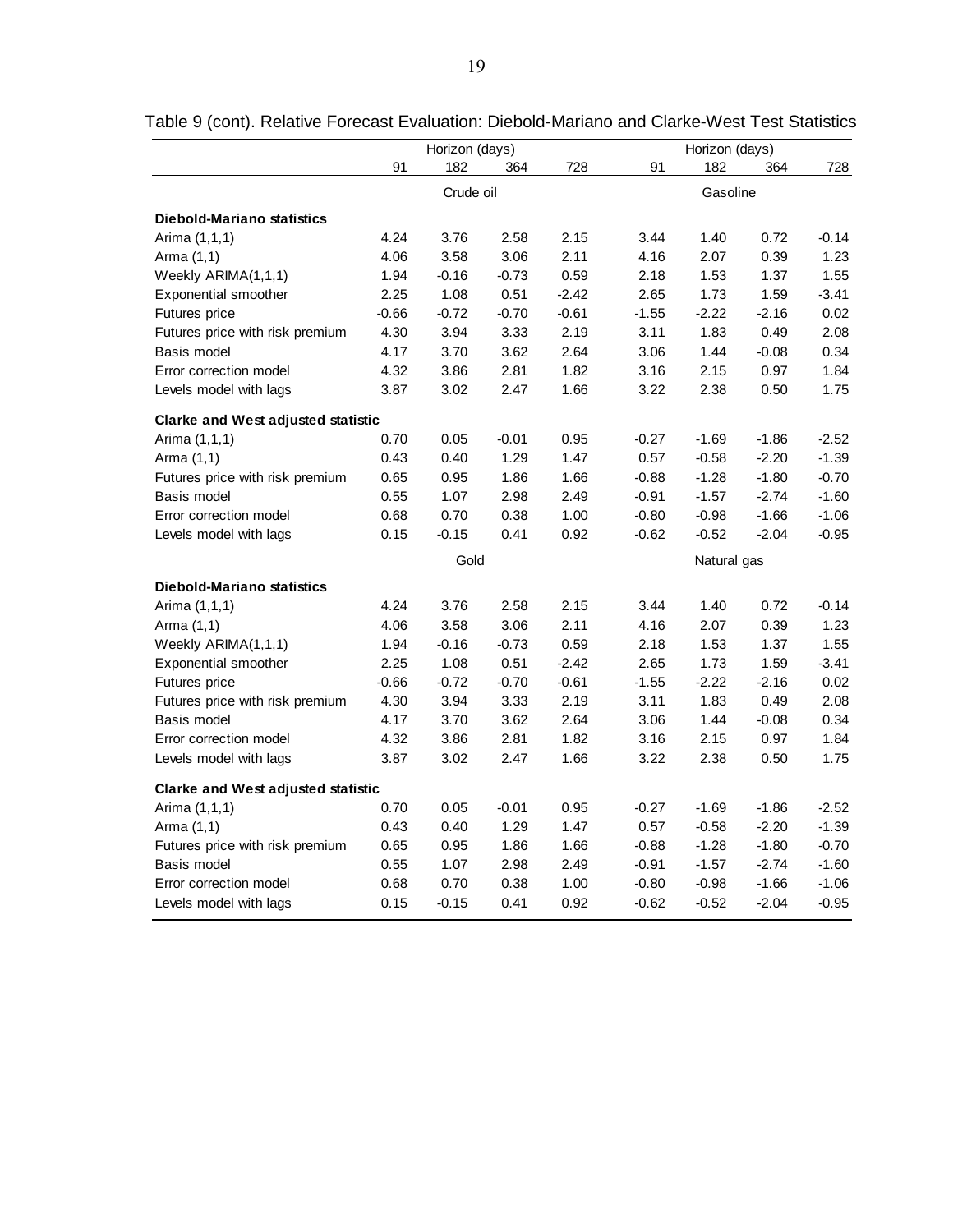Table 9 (cont). Relative Forecast Evaluation: Diebold-Mariano and Clarke-West Test Statistics

| | Horizon (days) | | | | Horizon (days) | | | |
|---|---|---|---|---|---|---|---|---|
| | 91 | 182 | 364 | 728 | 91 | 182 | 364 | 728 |
| | Crude oil | | | | Gasoline | | | |
| **Diebold-Mariano statistics** | | | | | | | | |
| Arima (1,1,1) | 4.24 | 3.76 | 2.58 | 2.15 | 3.44 | 1.40 | 0.72 | -0.14 |
| Arma (1,1) | 4.06 | 3.58 | 3.06 | 2.11 | 4.16 | 2.07 | 0.39 | 1.23 |
| Weekly ARIMA(1,1,1) | 1.94 | -0.16 | -0.73 | 0.59 | 2.18 | 1.53 | 1.37 | 1.55 |
| Exponential smoother | 2.25 | 1.08 | 0.51 | -2.42 | 2.65 | 1.73 | 1.59 | -3.41 |
| Futures price | -0.66 | -0.72 | -0.70 | -0.61 | -1.55 | -2.22 | -2.16 | 0.02 |
| Futures price with risk premium | 4.30 | 3.94 | 3.33 | 2.19 | 3.11 | 1.83 | 0.49 | 2.08 |
| Basis model | 4.17 | 3.70 | 3.62 | 2.64 | 3.06 | 1.44 | -0.08 | 0.34 |
| Error correction model | 4.32 | 3.86 | 2.81 | 1.82 | 3.16 | 2.15 | 0.97 | 1.84 |
| Levels model with lags | 3.87 | 3.02 | 2.47 | 1.66 | 3.22 | 2.38 | 0.50 | 1.75 |
| **Clarke and West adjusted statistic** | | | | | | | | |
| Arima (1,1,1) | 0.70 | 0.05 | -0.01 | 0.95 | -0.27 | -1.69 | -1.86 | -2.52 |
| Arma (1,1) | 0.43 | 0.40 | 1.29 | 1.47 | 0.57 | -0.58 | -2.20 | -1.39 |
| Futures price with risk premium | 0.65 | 0.95 | 1.86 | 1.66 | -0.88 | -1.28 | -1.80 | -0.70 |
| Basis model | 0.55 | 1.07 | 2.98 | 2.49 | -0.91 | -1.57 | -2.74 | -1.60 |
| Error correction model | 0.68 | 0.70 | 0.38 | 1.00 | -0.80 | -0.98 | -1.66 | -1.06 |
| Levels model with lags | 0.15 | -0.15 | 0.41 | 0.92 | -0.62 | -0.52 | -2.04 | -0.95 |
| | Gold | | | | Natural gas | | | |
| **Diebold-Mariano statistics** | | | | | | | | |
| Arima (1,1,1) | 4.24 | 3.76 | 2.58 | 2.15 | 3.44 | 1.40 | 0.72 | -0.14 |
| Arma (1,1) | 4.06 | 3.58 | 3.06 | 2.11 | 4.16 | 2.07 | 0.39 | 1.23 |
| Weekly ARIMA(1,1,1) | 1.94 | -0.16 | -0.73 | 0.59 | 2.18 | 1.53 | 1.37 | 1.55 |
| Exponential smoother | 2.25 | 1.08 | 0.51 | -2.42 | 2.65 | 1.73 | 1.59 | -3.41 |
| Futures price | -0.66 | -0.72 | -0.70 | -0.61 | -1.55 | -2.22 | -2.16 | 0.02 |
| Futures price with risk premium | 4.30 | 3.94 | 3.33 | 2.19 | 3.11 | 1.83 | 0.49 | 2.08 |
| Basis model | 4.17 | 3.70 | 3.62 | 2.64 | 3.06 | 1.44 | -0.08 | 0.34 |
| Error correction model | 4.32 | 3.86 | 2.81 | 1.82 | 3.16 | 2.15 | 0.97 | 1.84 |
| Levels model with lags | 3.87 | 3.02 | 2.47 | 1.66 | 3.22 | 2.38 | 0.50 | 1.75 |
| **Clarke and West adjusted statistic** | | | | | | | | |
| Arima (1,1,1) | 0.70 | 0.05 | -0.01 | 0.95 | -0.27 | -1.69 | -1.86 | -2.52 |
| Arma (1,1) | 0.43 | 0.40 | 1.29 | 1.47 | 0.57 | -0.58 | -2.20 | -1.39 |
| Futures price with risk premium | 0.65 | 0.95 | 1.86 | 1.66 | -0.88 | -1.28 | -1.80 | -0.70 |
| Basis model | 0.55 | 1.07 | 2.98 | 2.49 | -0.91 | -1.57 | -2.74 | -1.60 |
| Error correction model | 0.68 | 0.70 | 0.38 | 1.00 | -0.80 | -0.98 | -1.66 | -1.06 |
| Levels model with lags | 0.15 | -0.15 | 0.41 | 0.92 | -0.62 | -0.52 | -2.04 | -0.95 |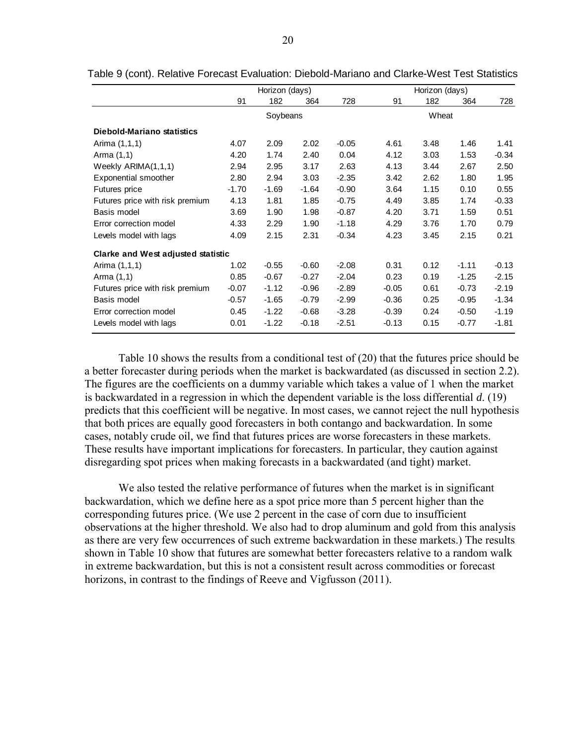Table 9 (cont). Relative Forecast Evaluation: Diebold-Mariano and Clarke-West Test Statistics

| | Horizon (days) | | | | Horizon (days) | | | |
|---|---|---|---|---|---|---|---|---|
| | 91 | 182 | 364 | 728 | 91 | 182 | 364 | 728 |
| | Soybeans | | | | Wheat | | | |
| **Diebold-Mariano statistics** | | | | | | | | |
| Arima (1,1,1) | 4.07 | 2.09 | 2.02 | -0.05 | 4.61 | 3.48 | 1.46 | 1.41 |
| Arma (1,1) | 4.20 | 1.74 | 2.40 | 0.04 | 4.12 | 3.03 | 1.53 | -0.34 |
| Weekly ARIMA(1,1,1) | 2.94 | 2.95 | 3.17 | 2.63 | 4.13 | 3.44 | 2.67 | 2.50 |
| Exponential smoother | 2.80 | 2.94 | 3.03 | -2.35 | 3.42 | 2.62 | 1.80 | 1.95 |
| Futures price | -1.70 | -1.69 | -1.64 | -0.90 | 3.64 | 1.15 | 0.10 | 0.55 |
| Futures price with risk premium | 4.13 | 1.81 | 1.85 | -0.75 | 4.49 | 3.85 | 1.74 | -0.33 |
| Basis model | 3.69 | 1.90 | 1.98 | -0.87 | 4.20 | 3.71 | 1.59 | 0.51 |
| Error correction model | 4.33 | 2.29 | 1.90 | -1.18 | 4.29 | 3.76 | 1.70 | 0.79 |
| Levels model with lags | 4.09 | 2.15 | 2.31 | -0.34 | 4.23 | 3.45 | 2.15 | 0.21 |
| **Clarke and West adjusted statistic** | | | | | | | | |
| Arima (1,1,1) | 1.02 | -0.55 | -0.60 | -2.08 | 0.31 | 0.12 | -1.11 | -0.13 |
| Arma (1,1) | 0.85 | -0.67 | -0.27 | -2.04 | 0.23 | 0.19 | -1.25 | -2.15 |
| Futures price with risk premium | -0.07 | -1.12 | -0.96 | -2.89 | -0.05 | 0.61 | -0.73 | -2.19 |
| Basis model | -0.57 | -1.65 | -0.79 | -2.99 | -0.36 | 0.25 | -0.95 | -1.34 |
| Error correction model | 0.45 | -1.22 | -0.68 | -3.28 | -0.39 | 0.24 | -0.50 | -1.19 |
| Levels model with lags | 0.01 | -1.22 | -0.18 | -2.51 | -0.13 | 0.15 | -0.77 | -1.81 |

Table 10 shows the results from a conditional test of (20) that the futures price should be a better forecaster during periods when the market is backwardated (as discussed in section 2.2). The figures are the coefficients on a dummy variable which takes a value of 1 when the market is backwardated in a regression in which the dependent variable is the loss differential $d$. (19) predicts that this coefficient will be negative. In most cases, we cannot reject the null hypothesis that both prices are equally good forecasters in both contango and backwardation. In some cases, notably crude oil, we find that futures prices are worse forecasters in these markets. These results have important implications for forecasters. In particular, they caution against disregarding spot prices when making forecasts in a backwardated (and tight) market.

We also tested the relative performance of futures when the market is in significant backwardation, which we define here as a spot price more than 5 percent higher than the corresponding futures price. (We use 2 percent in the case of corn due to insufficient observations at the higher threshold. We also had to drop aluminum and gold from this analysis as there are very few occurrences of such extreme backwardation in these markets.) The results shown in Table 10 show that futures are somewhat better forecasters relative to a random walk in extreme backwardation, but this is not a consistent result across commodities or forecast horizons, in contrast to the findings of Reeve and Vigfusson (2011).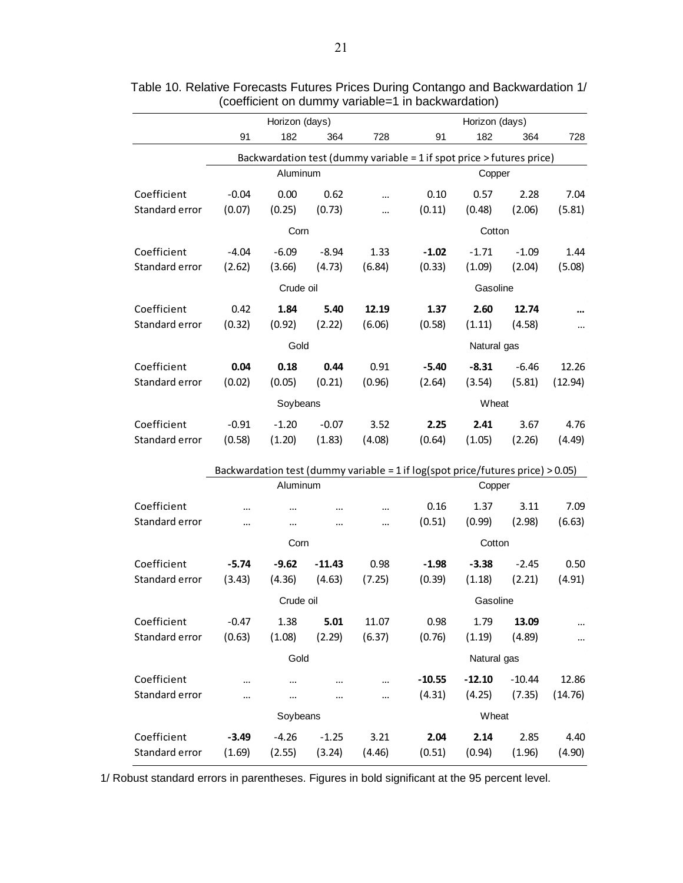Table 10. Relative Forecasts Futures Prices During Contango and Backwardation 1/
(coefficient on dummy variable=1 in backwardation)

| | Horizon (days) | | | | Horizon (days) | | | |
|---|---|---|---|---|---|---|---|---|
| | 91 | 182 | 364 | 728 | 91 | 182 | 364 | 728 |
| | Backwardation test (dummy variable = 1 if spot price > futures price) | | | | | | | |
| | Aluminum | | | | Copper | | | |
| Coefficient | -0.04 | 0.00 | 0.62 | … | 0.10 | 0.57 | 2.28 | 7.04 |
| Standard error | (0.07) | (0.25) | (0.73) | … | (0.11) | (0.48) | (2.06) | (5.81) |
| | Corn | | | | Cotton | | | |
| Coefficient | -4.04 | -6.09 | -8.94 | 1.33 | **-1.02** | -1.71 | -1.09 | 1.44 |
| Standard error | (2.62) | (3.66) | (4.73) | (6.84) | (0.33) | (1.09) | (2.04) | (5.08) |
| | Crude oil | | | | Gasoline | | | |
| Coefficient | 0.42 | **1.84** | **5.40** | **12.19** | **1.37** | **2.60** | **12.74** | **…** |
| Standard error | (0.32) | (0.92) | (2.22) | (6.06) | (0.58) | (1.11) | (4.58) | … |
| | Gold | | | | Natural gas | | | |
| Coefficient | **0.04** | **0.18** | **0.44** | 0.91 | **-5.40** | **-8.31** | -6.46 | 12.26 |
| Standard error | (0.02) | (0.05) | (0.21) | (0.96) | (2.64) | (3.54) | (5.81) | (12.94) |
| | Soybeans | | | | Wheat | | | |
| Coefficient | -0.91 | -1.20 | -0.07 | 3.52 | **2.25** | **2.41** | 3.67 | 4.76 |
| Standard error | (0.58) | (1.20) | (1.83) | (4.08) | (0.64) | (1.05) | (2.26) | (4.49) |
| | Backwardation test (dummy variable = 1 if log(spot price/futures price) > 0.05) | | | | | | | |
| | Aluminum | | | | Copper | | | |
| Coefficient | … | … | … | … | 0.16 | 1.37 | 3.11 | 7.09 |
| Standard error | … | … | … | … | (0.51) | (0.99) | (2.98) | (6.63) |
| | Corn | | | | Cotton | | | |
| Coefficient | **-5.74** | **-9.62** | **-11.43** | 0.98 | **-1.98** | **-3.38** | -2.45 | 0.50 |
| Standard error | (3.43) | (4.36) | (4.63) | (7.25) | (0.39) | (1.18) | (2.21) | (4.91) |
| | Crude oil | | | | Gasoline | | | |
| Coefficient | -0.47 | 1.38 | **5.01** | 11.07 | 0.98 | 1.79 | **13.09** | … |
| Standard error | (0.63) | (1.08) | (2.29) | (6.37) | (0.76) | (1.19) | (4.89) | … |
| | Gold | | | | Natural gas | | | |
| Coefficient | … | … | … | … | **-10.55** | **-12.10** | -10.44 | 12.86 |
| Standard error | … | … | … | … | (4.31) | (4.25) | (7.35) | (14.76) |
| | Soybeans | | | | Wheat | | | |
| Coefficient | **-3.49** | -4.26 | -1.25 | 3.21 | **2.04** | **2.14** | 2.85 | 4.40 |
| Standard error | (1.69) | (2.55) | (3.24) | (4.46) | (0.51) | (0.94) | (1.96) | (4.90) |

1/ Robust standard errors in parentheses. Figures in bold significant at the 95 percent level.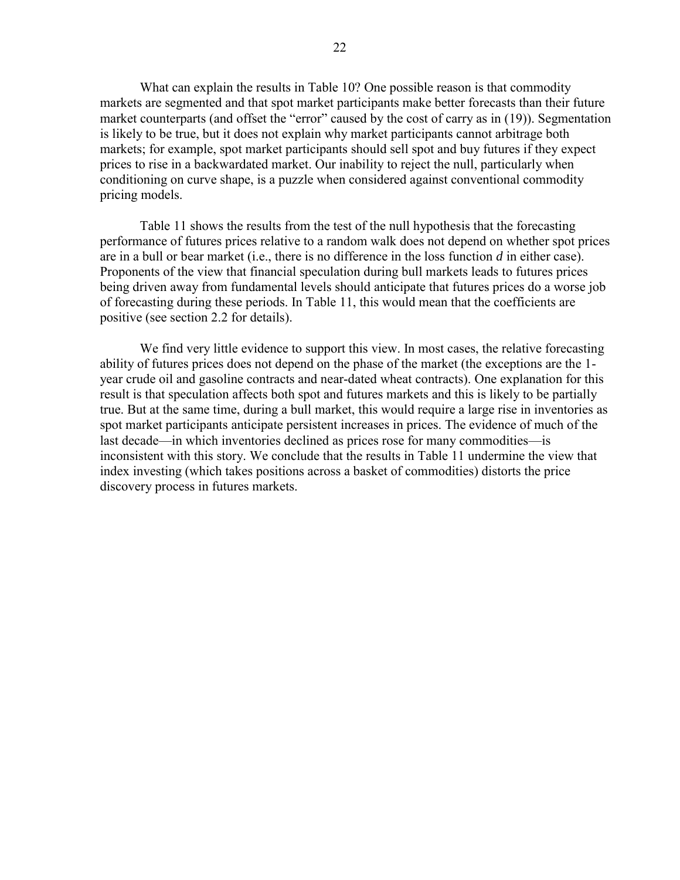What can explain the results in Table 10? One possible reason is that commodity markets are segmented and that spot market participants make better forecasts than their future market counterparts (and offset the "error" caused by the cost of carry as in (19)). Segmentation is likely to be true, but it does not explain why market participants cannot arbitrage both markets; for example, spot market participants should sell spot and buy futures if they expect prices to rise in a backwardated market. Our inability to reject the null, particularly when conditioning on curve shape, is a puzzle when considered against conventional commodity pricing models.

Table 11 shows the results from the test of the null hypothesis that the forecasting performance of futures prices relative to a random walk does not depend on whether spot prices are in a bull or bear market (i.e., there is no difference in the loss function *d* in either case). Proponents of the view that financial speculation during bull markets leads to futures prices being driven away from fundamental levels should anticipate that futures prices do a worse job of forecasting during these periods. In Table 11, this would mean that the coefficients are positive (see section 2.2 for details).

We find very little evidence to support this view. In most cases, the relative forecasting ability of futures prices does not depend on the phase of the market (the exceptions are the 1-year crude oil and gasoline contracts and near-dated wheat contracts). One explanation for this result is that speculation affects both spot and futures markets and this is likely to be partially true. But at the same time, during a bull market, this would require a large rise in inventories as spot market participants anticipate persistent increases in prices. The evidence of much of the last decade—in which inventories declined as prices rose for many commodities—is inconsistent with this story. We conclude that the results in Table 11 undermine the view that index investing (which takes positions across a basket of commodities) distorts the price discovery process in futures markets.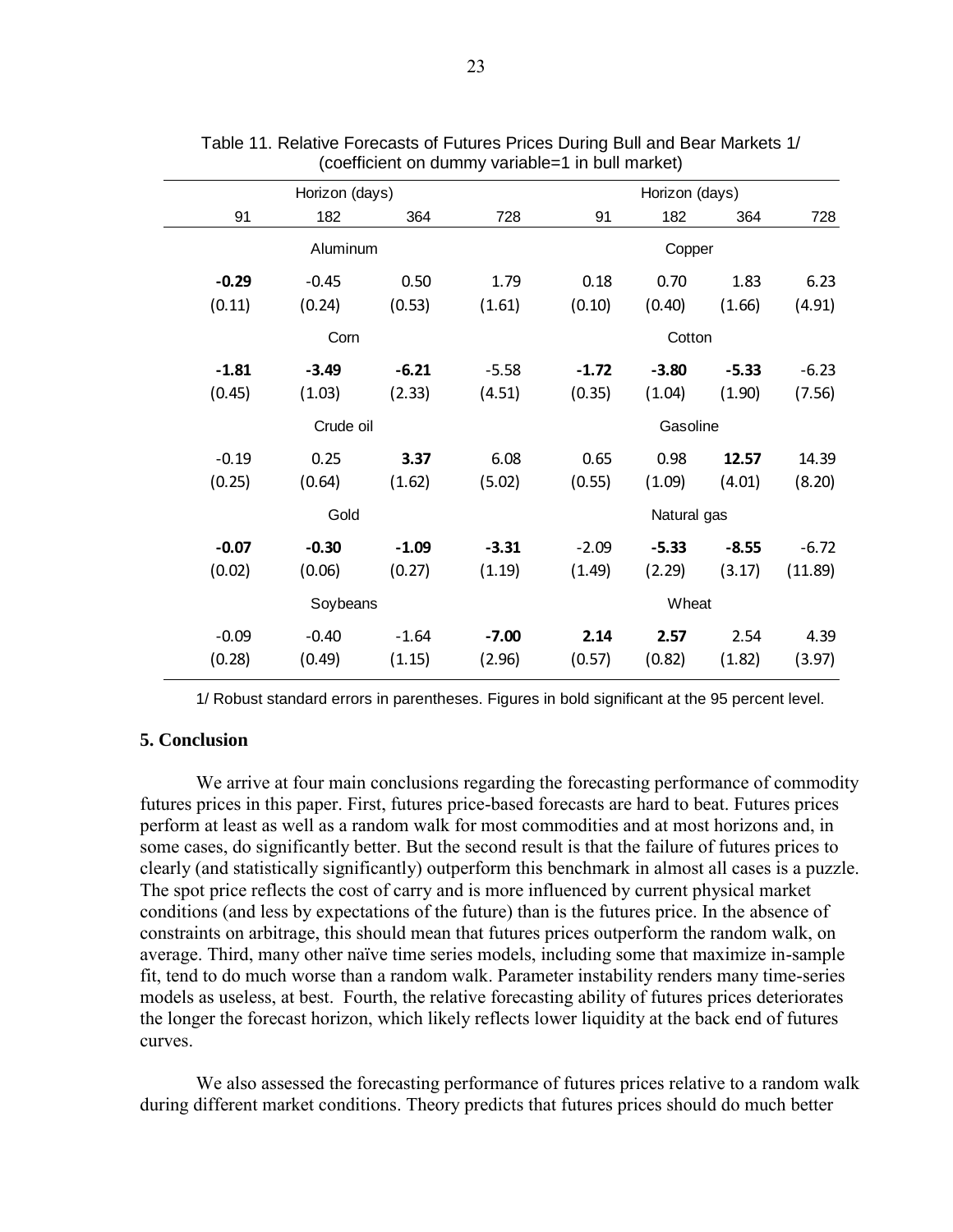Table 11. Relative Forecasts of Futures Prices During Bull and Bear Markets 1/
(coefficient on dummy variable=1 in bull market)

| Horizon (days) | | | | Horizon (days) | | | |
|---|---|---|---|---|---|---|---|
| 91 | 182 | 364 | 728 | 91 | 182 | 364 | 728 |
| Aluminum | | | | Copper | | | |
| **-0.29** | -0.45 | 0.50 | 1.79 | 0.18 | 0.70 | 1.83 | 6.23 |
| (0.11) | (0.24) | (0.53) | (1.61) | (0.10) | (0.40) | (1.66) | (4.91) |
| Corn | | | | Cotton | | | |
| **-1.81** | **-3.49** | **-6.21** | -5.58 | **-1.72** | **-3.80** | **-5.33** | -6.23 |
| (0.45) | (1.03) | (2.33) | (4.51) | (0.35) | (1.04) | (1.90) | (7.56) |
| Crude oil | | | | Gasoline | | | |
| -0.19 | 0.25 | **3.37** | 6.08 | 0.65 | 0.98 | **12.57** | 14.39 |
| (0.25) | (0.64) | (1.62) | (5.02) | (0.55) | (1.09) | (4.01) | (8.20) |
| Gold | | | | Natural gas | | | |
| **-0.07** | **-0.30** | **-1.09** | **-3.31** | -2.09 | **-5.33** | **-8.55** | -6.72 |
| (0.02) | (0.06) | (0.27) | (1.19) | (1.49) | (2.29) | (3.17) | (11.89) |
| Soybeans | | | | Wheat | | | |
| -0.09 | -0.40 | -1.64 | **-7.00** | **2.14** | **2.57** | 2.54 | 4.39 |
| (0.28) | (0.49) | (1.15) | (2.96) | (0.57) | (0.82) | (1.82) | (3.97) |

1/ Robust standard errors in parentheses. Figures in bold significant at the 95 percent level.

## 5. Conclusion

We arrive at four main conclusions regarding the forecasting performance of commodity futures prices in this paper. First, futures price-based forecasts are hard to beat. Futures prices perform at least as well as a random walk for most commodities and at most horizons and, in some cases, do significantly better. But the second result is that the failure of futures prices to clearly (and statistically significantly) outperform this benchmark in almost all cases is a puzzle. The spot price reflects the cost of carry and is more influenced by current physical market conditions (and less by expectations of the future) than is the futures price. In the absence of constraints on arbitrage, this should mean that futures prices outperform the random walk, on average. Third, many other naïve time series models, including some that maximize in-sample fit, tend to do much worse than a random walk. Parameter instability renders many time-series models as useless, at best. Fourth, the relative forecasting ability of futures prices deteriorates the longer the forecast horizon, which likely reflects lower liquidity at the back end of futures curves.

We also assessed the forecasting performance of futures prices relative to a random walk during different market conditions. Theory predicts that futures prices should do much better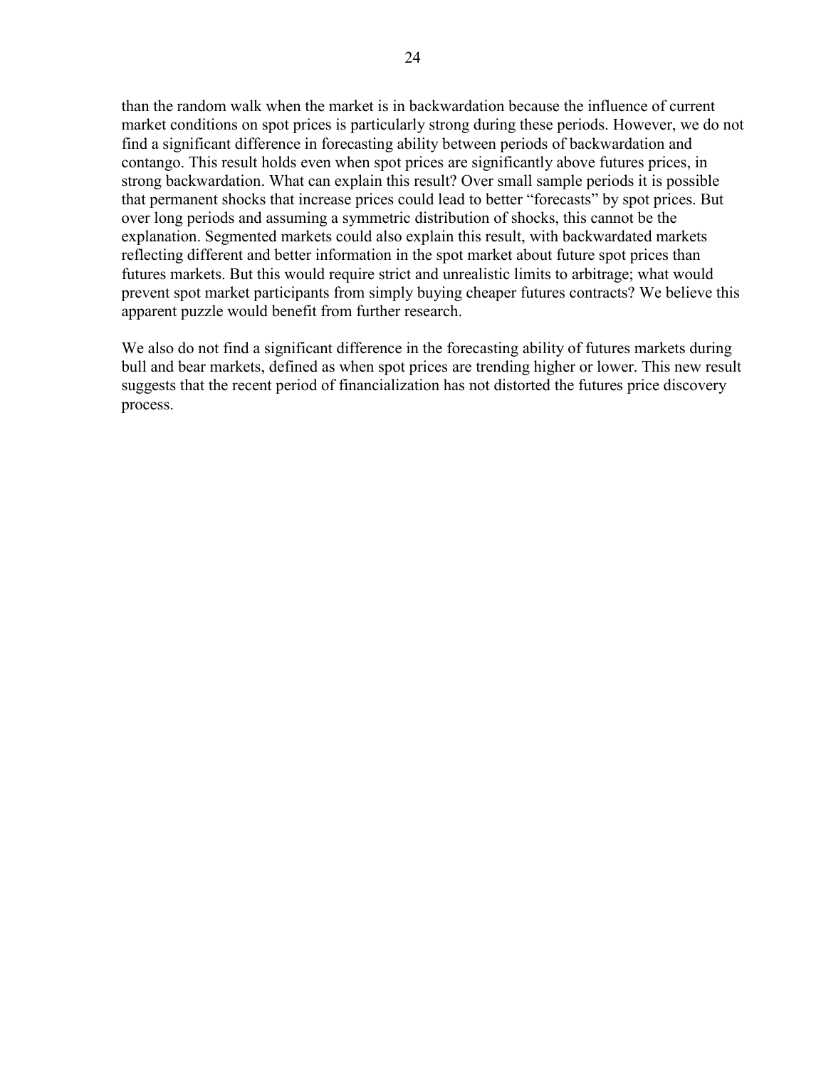than the random walk when the market is in backwardation because the influence of current market conditions on spot prices is particularly strong during these periods. However, we do not find a significant difference in forecasting ability between periods of backwardation and contango. This result holds even when spot prices are significantly above futures prices, in strong backwardation. What can explain this result? Over small sample periods it is possible that permanent shocks that increase prices could lead to better "forecasts" by spot prices. But over long periods and assuming a symmetric distribution of shocks, this cannot be the explanation. Segmented markets could also explain this result, with backwardated markets reflecting different and better information in the spot market about future spot prices than futures markets. But this would require strict and unrealistic limits to arbitrage; what would prevent spot market participants from simply buying cheaper futures contracts? We believe this apparent puzzle would benefit from further research.

We also do not find a significant difference in the forecasting ability of futures markets during bull and bear markets, defined as when spot prices are trending higher or lower. This new result suggests that the recent period of financialization has not distorted the futures price discovery process.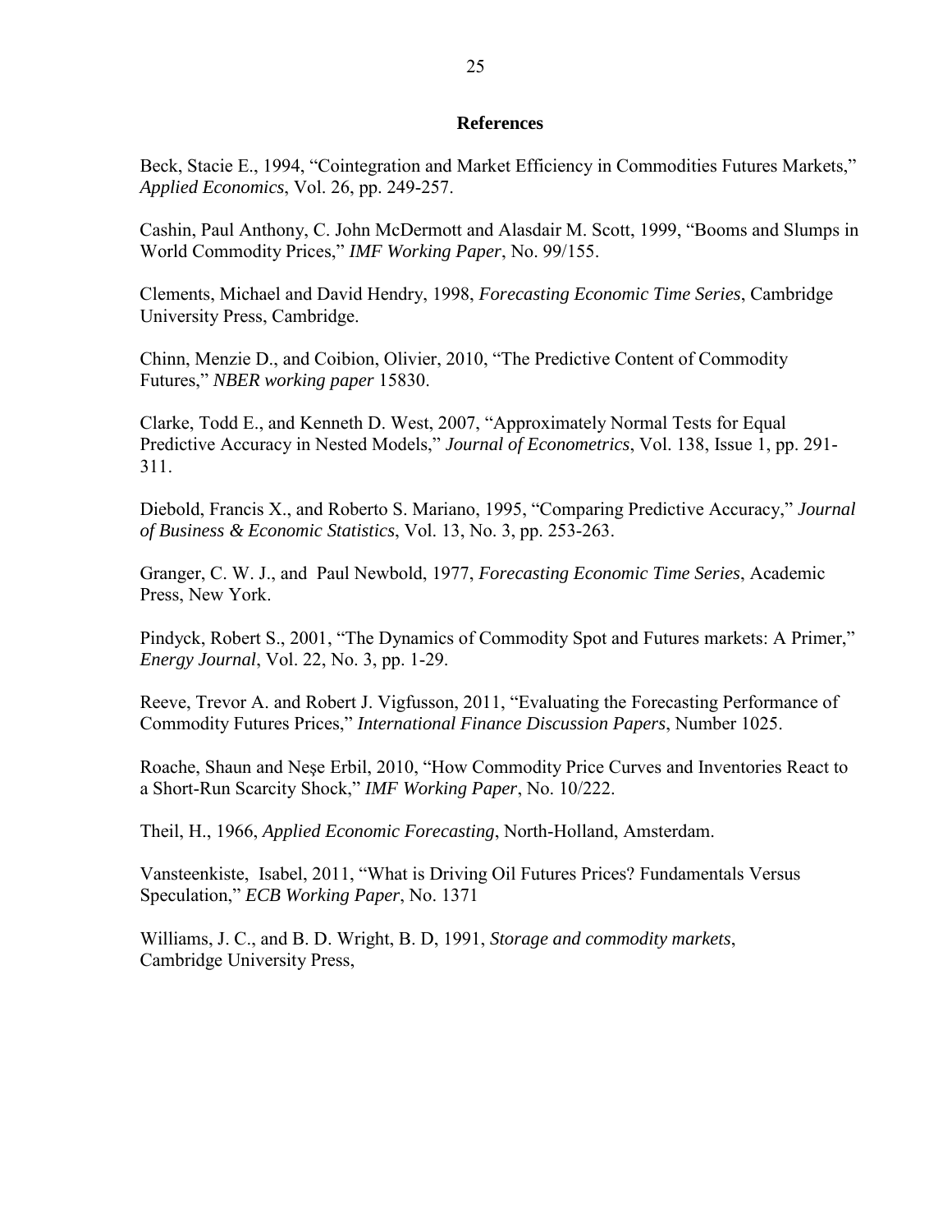# References

Beck, Stacie E., 1994, "Cointegration and Market Efficiency in Commodities Futures Markets," *Applied Economics*, Vol. 26, pp. 249-257.

Cashin, Paul Anthony, C. John McDermott and Alasdair M. Scott, 1999, "Booms and Slumps in World Commodity Prices," *IMF Working Paper*, No. 99/155.

Clements, Michael and David Hendry, 1998, *Forecasting Economic Time Series*, Cambridge University Press, Cambridge.

Chinn, Menzie D., and Coibion, Olivier, 2010, "The Predictive Content of Commodity Futures," *NBER working paper* 15830.

Clarke, Todd E., and Kenneth D. West, 2007, "Approximately Normal Tests for Equal Predictive Accuracy in Nested Models," *Journal of Econometrics*, Vol. 138, Issue 1, pp. 291-311.

Diebold, Francis X., and Roberto S. Mariano, 1995, "Comparing Predictive Accuracy," *Journal of Business & Economic Statistics*, Vol. 13, No. 3, pp. 253-263.

Granger, C. W. J., and Paul Newbold, 1977, *Forecasting Economic Time Series*, Academic Press, New York.

Pindyck, Robert S., 2001, "The Dynamics of Commodity Spot and Futures markets: A Primer," *Energy Journal*, Vol. 22, No. 3, pp. 1-29.

Reeve, Trevor A. and Robert J. Vigfusson, 2011, "Evaluating the Forecasting Performance of Commodity Futures Prices," *International Finance Discussion Papers*, Number 1025.

Roache, Shaun and Neşe Erbil, 2010, "How Commodity Price Curves and Inventories React to a Short-Run Scarcity Shock," *IMF Working Paper*, No. 10/222.

Theil, H., 1966, *Applied Economic Forecasting*, North-Holland, Amsterdam.

Vansteenkiste, Isabel, 2011, "What is Driving Oil Futures Prices? Fundamentals Versus Speculation," *ECB Working Paper*, No. 1371

Williams, J. C., and B. D. Wright, B. D, 1991, *Storage and commodity markets*, Cambridge University Press,